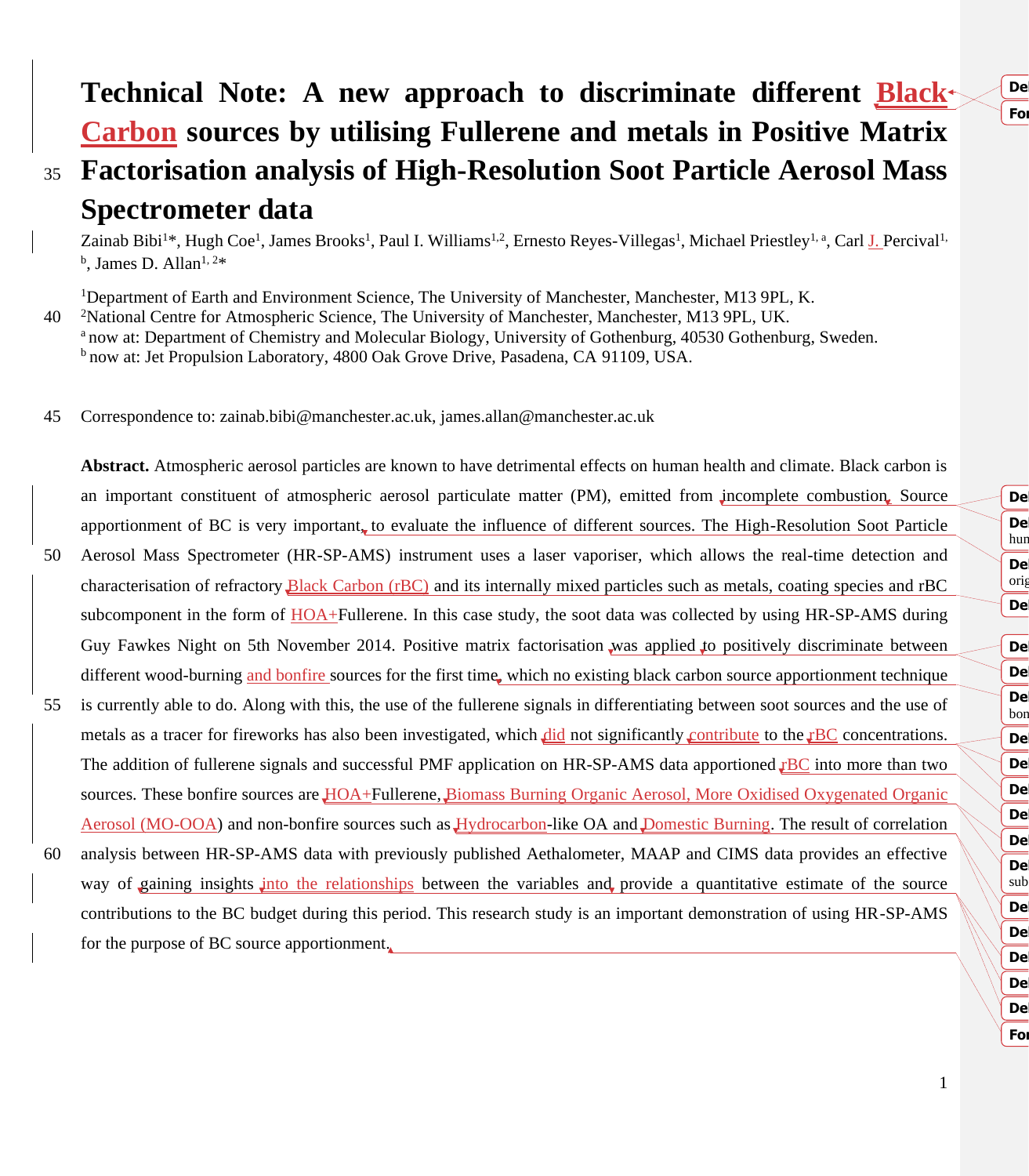# Technical Note: A new approach to discriminate different Black Carbon sources by utilising Fullerene and metals in Positive Matrix Factorisation analysis of High-Resolution Soot Particle Aerosol Mass Spectrometer data

Zainab Bibi[1]*, Hugh Coe[1], James Brooks[1], Paul I. Williams[1,2], Ernesto Reyes-Villegas[1], Michael Priestley[1, a], Carl J. Percival[1, b], James D. Allan[1, 2]*

[1]Department of Earth and Environment Science, The University of Manchester, Manchester, M13 9PL, K.
[2]National Centre for Atmospheric Science, The University of Manchester, Manchester, M13 9PL, UK.
[a] now at: Department of Chemistry and Molecular Biology, University of Gothenburg, 40530 Gothenburg, Sweden.
[b] now at: Jet Propulsion Laboratory, 4800 Oak Grove Drive, Pasadena, CA 91109, USA.

Correspondence to: zainab.bibi@manchester.ac.uk, james.allan@manchester.ac.uk

**Abstract.** Atmospheric aerosol particles are known to have detrimental effects on human health and climate. Black carbon is an important constituent of atmospheric aerosol particulate matter (PM), emitted from incomplete combustion. Source apportionment of BC is very important, to evaluate the influence of different sources. The High-Resolution Soot Particle Aerosol Mass Spectrometer (HR-SP-AMS) instrument uses a laser vaporiser, which allows the real-time detection and characterisation of refractory Black Carbon (rBC) and its internally mixed particles such as metals, coating species and rBC subcomponent in the form of HOA+Fullerene. In this case study, the soot data was collected by using HR-SP-AMS during Guy Fawkes Night on 5th November 2014. Positive matrix factorisation was applied to positively discriminate between different wood-burning and bonfire sources for the first time, which no existing black carbon source apportionment technique is currently able to do. Along with this, the use of the fullerene signals in differentiating between soot sources and the use of metals as a tracer for fireworks has also been investigated, which did not significantly contribute to the rBC concentrations. The addition of fullerene signals and successful PMF application on HR-SP-AMS data apportioned rBC into more than two sources. These bonfire sources are HOA+Fullerene, Biomass Burning Organic Aerosol, More Oxidised Oxygenated Organic Aerosol (MO-OOA) and non-bonfire sources such as Hydrocarbon-like OA and Domestic Burning. The result of correlation analysis between HR-SP-AMS data with previously published Aethalometer, MAAP and CIMS data provides an effective way of gaining insights into the relationships between the variables and provide a quantitative estimate of the source contributions to the BC budget during this period. This research study is an important demonstration of using HR-SP-AMS for the purpose of BC source apportionment.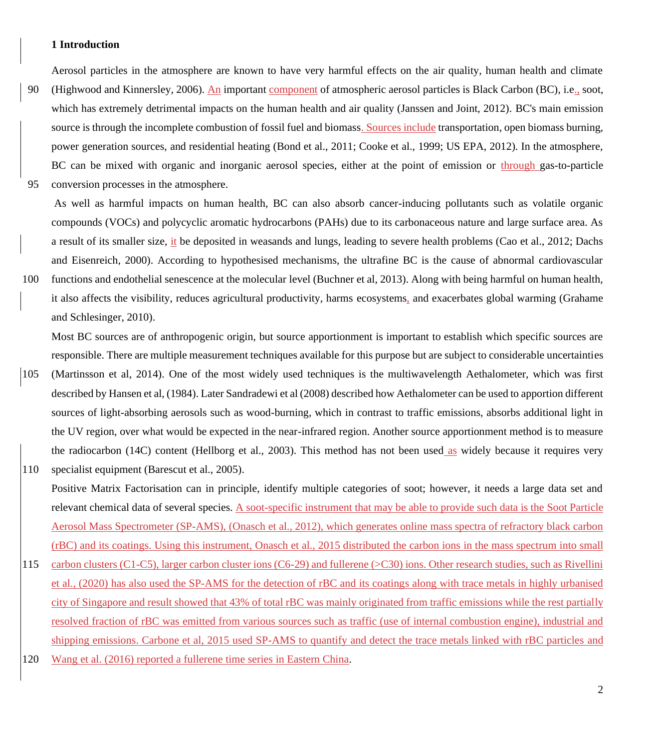## 1 Introduction

Aerosol particles in the atmosphere are known to have very harmful effects on the air quality, human health and climate (Highwood and Kinnersley, 2006). An important component of atmospheric aerosol particles is Black Carbon (BC), i.e., soot, which has extremely detrimental impacts on the human health and air quality (Janssen and Joint, 2012). BC's main emission source is through the incomplete combustion of fossil fuel and biomass. Sources include transportation, open biomass burning, power generation sources, and residential heating (Bond et al., 2011; Cooke et al., 1999; US EPA, 2012). In the atmosphere, BC can be mixed with organic and inorganic aerosol species, either at the point of emission or through gas-to-particle conversion processes in the atmosphere.

As well as harmful impacts on human health, BC can also absorb cancer-inducing pollutants such as volatile organic compounds (VOCs) and polycyclic aromatic hydrocarbons (PAHs) due to its carbonaceous nature and large surface area. As a result of its smaller size, it be deposited in weasands and lungs, leading to severe health problems (Cao et al., 2012; Dachs and Eisenreich, 2000). According to hypothesised mechanisms, the ultrafine BC is the cause of abnormal cardiovascular functions and endothelial senescence at the molecular level (Buchner et al, 2013). Along with being harmful on human health, it also affects the visibility, reduces agricultural productivity, harms ecosystems, and exacerbates global warming (Grahame and Schlesinger, 2010).

Most BC sources are of anthropogenic origin, but source apportionment is important to establish which specific sources are responsible. There are multiple measurement techniques available for this purpose but are subject to considerable uncertainties (Martinsson et al, 2014). One of the most widely used techniques is the multiwavelength Aethalometer, which was first described by Hansen et al, (1984). Later Sandradewi et al (2008) described how Aethalometer can be used to apportion different sources of light-absorbing aerosols such as wood-burning, which in contrast to traffic emissions, absorbs additional light in the UV region, over what would be expected in the near-infrared region. Another source apportionment method is to measure the radiocarbon (14C) content (Hellborg et al., 2003). This method has not been used as widely because it requires very specialist equipment (Barescut et al., 2005).

Positive Matrix Factorisation can in principle, identify multiple categories of soot; however, it needs a large data set and relevant chemical data of several species. A soot-specific instrument that may be able to provide such data is the Soot Particle Aerosol Mass Spectrometer (SP-AMS), (Onasch et al., 2012), which generates online mass spectra of refractory black carbon (rBC) and its coatings. Using this instrument, Onasch et al., 2015 distributed the carbon ions in the mass spectrum into small carbon clusters (C1-C5), larger carbon cluster ions (C6-29) and fullerene (>C30) ions. Other research studies, such as Rivellini et al., (2020) has also used the SP-AMS for the detection of rBC and its coatings along with trace metals in highly urbanised city of Singapore and result showed that 43% of total rBC was mainly originated from traffic emissions while the rest partially resolved fraction of rBC was emitted from various sources such as traffic (use of internal combustion engine), industrial and shipping emissions. Carbone et al, 2015 used SP-AMS to quantify and detect the trace metals linked with rBC particles and Wang et al. (2016) reported a fullerene time series in Eastern China.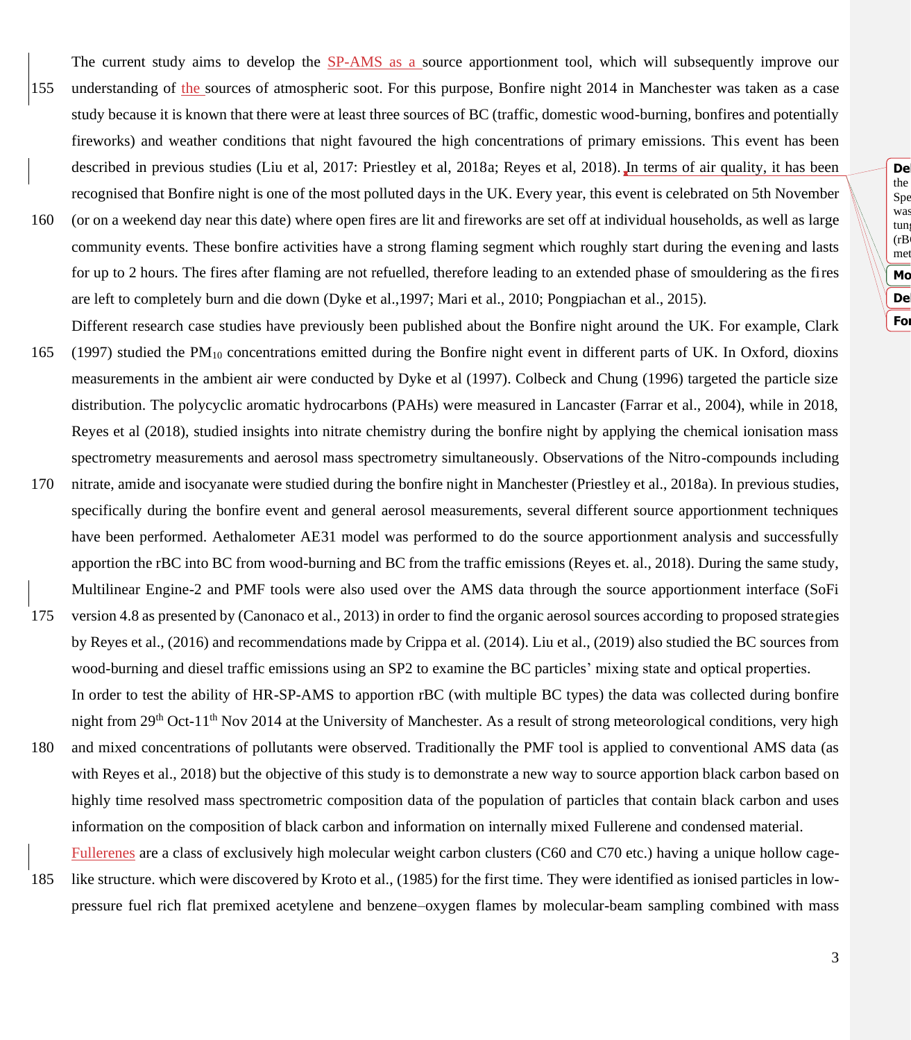The current study aims to develop the SP-AMS as a source apportionment tool, which will subsequently improve our understanding of the sources of atmospheric soot. For this purpose, Bonfire night 2014 in Manchester was taken as a case study because it is known that there were at least three sources of BC (traffic, domestic wood-burning, bonfires and potentially fireworks) and weather conditions that night favoured the high concentrations of primary emissions. This event has been described in previous studies (Liu et al, 2017: Priestley et al, 2018a; Reyes et al, 2018). In terms of air quality, it has been recognised that Bonfire night is one of the most polluted days in the UK. Every year, this event is celebrated on 5th November (or on a weekend day near this date) where open fires are lit and fireworks are set off at individual households, as well as large community events. These bonfire activities have a strong flaming segment which roughly start during the evening and lasts for up to 2 hours. The fires after flaming are not refuelled, therefore leading to an extended phase of smouldering as the fires are left to completely burn and die down (Dyke et al.,1997; Mari et al., 2010; Pongpiachan et al., 2015).

Different research case studies have previously been published about the Bonfire night around the UK. For example, Clark (1997) studied the $PM_{10}$ concentrations emitted during the Bonfire night event in different parts of UK. In Oxford, dioxins measurements in the ambient air were conducted by Dyke et al (1997). Colbeck and Chung (1996) targeted the particle size distribution. The polycyclic aromatic hydrocarbons (PAHs) were measured in Lancaster (Farrar et al., 2004), while in 2018, Reyes et al (2018), studied insights into nitrate chemistry during the bonfire night by applying the chemical ionisation mass spectrometry measurements and aerosol mass spectrometry simultaneously. Observations of the Nitro-compounds including nitrate, amide and isocyanate were studied during the bonfire night in Manchester (Priestley et al., 2018a). In previous studies, specifically during the bonfire event and general aerosol measurements, several different source apportionment techniques have been performed. Aethalometer AE31 model was performed to do the source apportionment analysis and successfully apportion the rBC into BC from wood-burning and BC from the traffic emissions (Reyes et. al., 2018). During the same study, Multilinear Engine-2 and PMF tools were also used over the AMS data through the source apportionment interface (SoFi version 4.8 as presented by (Canonaco et al., 2013) in order to find the organic aerosol sources according to proposed strategies by Reyes et al., (2016) and recommendations made by Crippa et al. (2014). Liu et al., (2019) also studied the BC sources from wood-burning and diesel traffic emissions using an SP2 to examine the BC particles' mixing state and optical properties.

In order to test the ability of HR-SP-AMS to apportion rBC (with multiple BC types) the data was collected during bonfire night from 29[th] Oct-11[th] Nov 2014 at the University of Manchester. As a result of strong meteorological conditions, very high and mixed concentrations of pollutants were observed. Traditionally the PMF tool is applied to conventional AMS data (as with Reyes et al., 2018) but the objective of this study is to demonstrate a new way to source apportion black carbon based on highly time resolved mass spectrometric composition data of the population of particles that contain black carbon and uses information on the composition of black carbon and information on internally mixed Fullerene and condensed material.

Fullerenes are a class of exclusively high molecular weight carbon clusters (C60 and C70 etc.) having a unique hollow cage-like structure. which were discovered by Kroto et al., (1985) for the first time. They were identified as ionised particles in low-pressure fuel rich flat premixed acetylene and benzene–oxygen flames by molecular-beam sampling combined with mass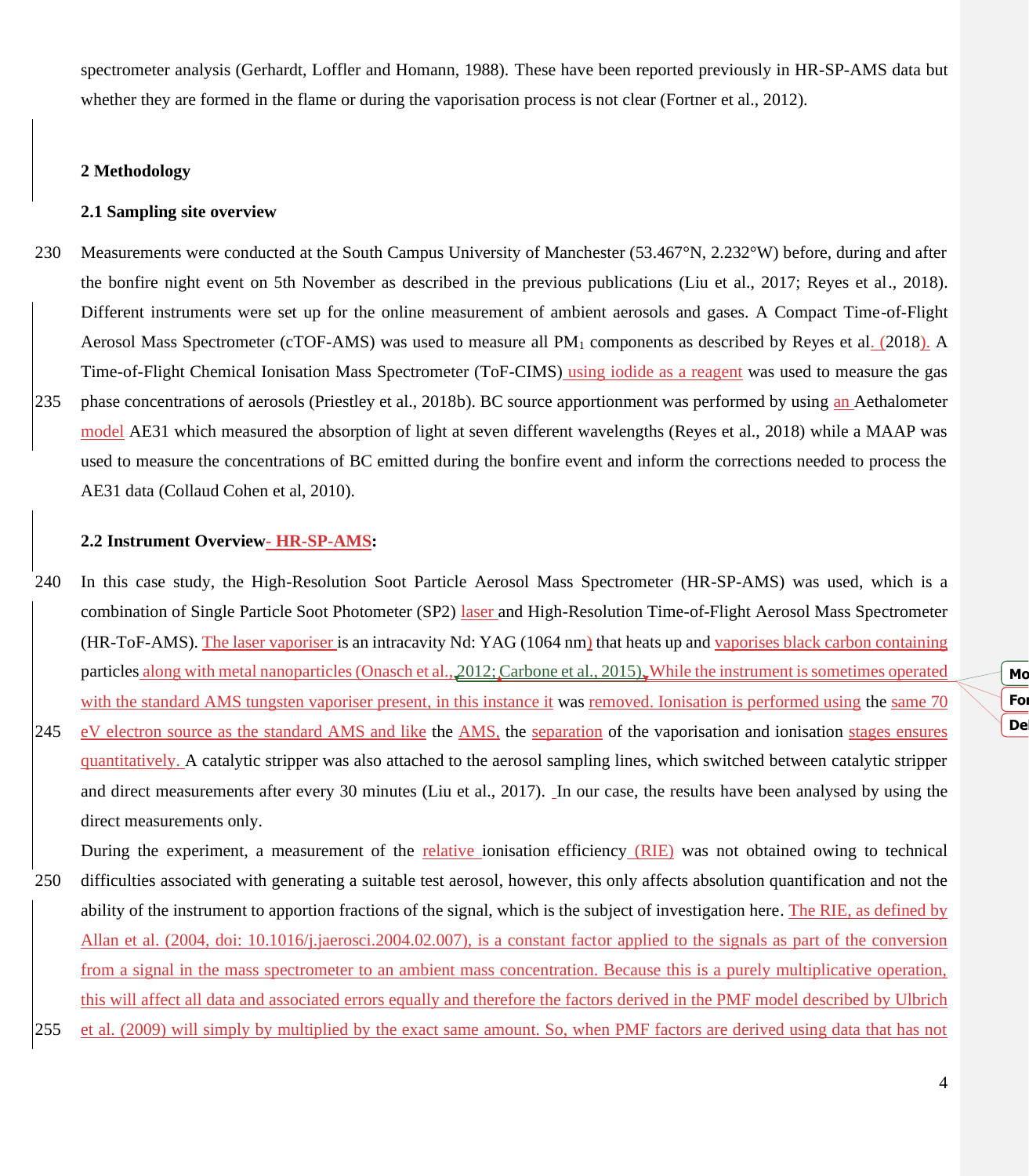spectrometer analysis (Gerhardt, Loffler and Homann, 1988). These have been reported previously in HR-SP-AMS data but whether they are formed in the flame or during the vaporisation process is not clear (Fortner et al., 2012).

## 2 Methodology

### 2.1 Sampling site overview

Measurements were conducted at the South Campus University of Manchester (53.467°N, 2.232°W) before, during and after the bonfire night event on 5th November as described in the previous publications (Liu et al., 2017; Reyes et al., 2018). Different instruments were set up for the online measurement of ambient aerosols and gases. A Compact Time-of-Flight Aerosol Mass Spectrometer (cTOF-AMS) was used to measure all $PM_1$ components as described by Reyes et al. (2018). A Time-of-Flight Chemical Ionisation Mass Spectrometer (ToF-CIMS) using iodide as a reagent was used to measure the gas phase concentrations of aerosols (Priestley et al., 2018b). BC source apportionment was performed by using an Aethalometer model AE31 which measured the absorption of light at seven different wavelengths (Reyes et al., 2018) while a MAAP was used to measure the concentrations of BC emitted during the bonfire event and inform the corrections needed to process the AE31 data (Collaud Cohen et al, 2010).

### 2.2 Instrument Overview- HR-SP-AMS:

In this case study, the High-Resolution Soot Particle Aerosol Mass Spectrometer (HR-SP-AMS) was used, which is a combination of Single Particle Soot Photometer (SP2) laser and High-Resolution Time-of-Flight Aerosol Mass Spectrometer (HR-ToF-AMS). The laser vaporiser is an intracavity Nd: YAG (1064 nm) that heats up and vaporises black carbon containing particles along with metal nanoparticles (Onasch et al., 2012; Carbone et al., 2015). While the instrument is sometimes operated with the standard AMS tungsten vaporiser present, in this instance it was removed. Ionisation is performed using the same 70 eV electron source as the standard AMS and like the AMS, the separation of the vaporisation and ionisation stages ensures quantitatively. A catalytic stripper was also attached to the aerosol sampling lines, which switched between catalytic stripper and direct measurements after every 30 minutes (Liu et al., 2017). In our case, the results have been analysed by using the direct measurements only.

During the experiment, a measurement of the relative ionisation efficiency (RIE) was not obtained owing to technical difficulties associated with generating a suitable test aerosol, however, this only affects absolution quantification and not the ability of the instrument to apportion fractions of the signal, which is the subject of investigation here. The RIE, as defined by Allan et al. (2004, doi: 10.1016/j.jaerosci.2004.02.007), is a constant factor applied to the signals as part of the conversion from a signal in the mass spectrometer to an ambient mass concentration. Because this is a purely multiplicative operation, this will affect all data and associated errors equally and therefore the factors derived in the PMF model described by Ulbrich et al. (2009) will simply by multiplied by the exact same amount. So, when PMF factors are derived using data that has not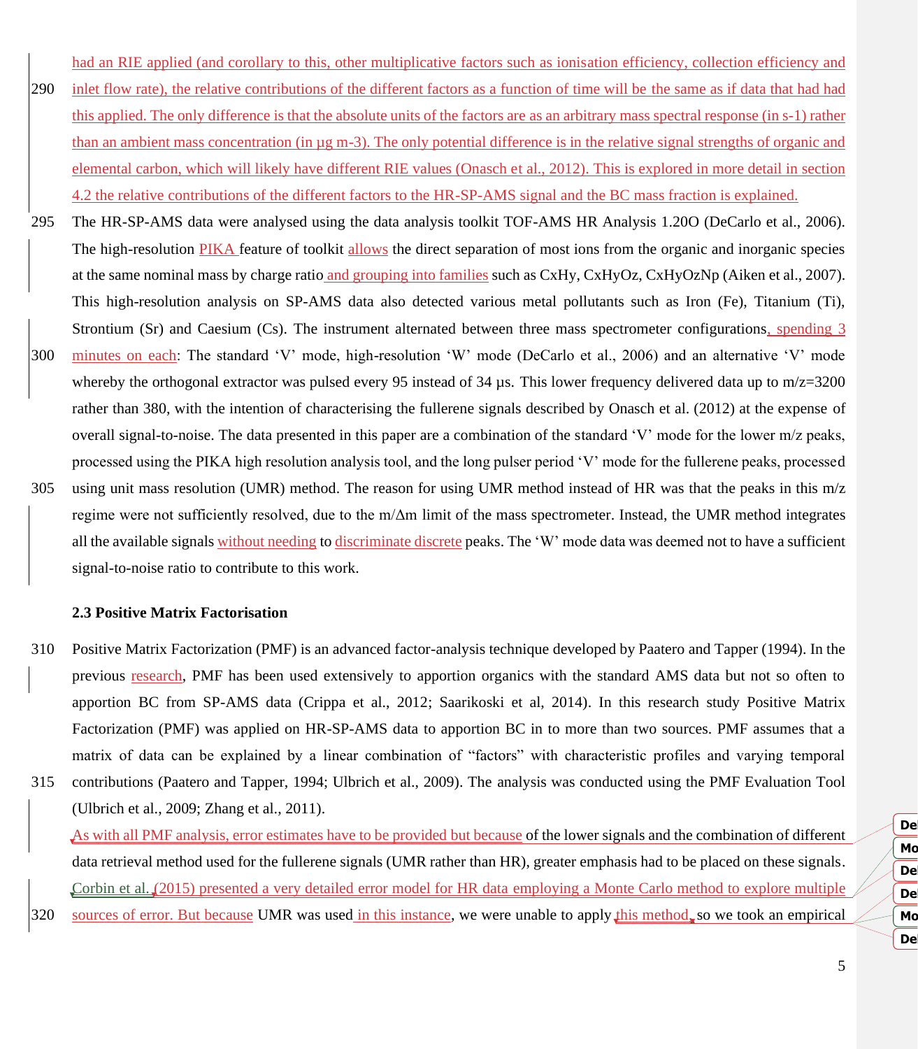had an RIE applied (and corollary to this, other multiplicative factors such as ionisation efficiency, collection efficiency and inlet flow rate), the relative contributions of the different factors as a function of time will be the same as if data that had had this applied. The only difference is that the absolute units of the factors are as an arbitrary mass spectral response (in s-1) rather than an ambient mass concentration (in µg m-3). The only potential difference is in the relative signal strengths of organic and elemental carbon, which will likely have different RIE values (Onasch et al., 2012). This is explored in more detail in section 4.2 the relative contributions of the different factors to the HR-SP-AMS signal and the BC mass fraction is explained.

The HR-SP-AMS data were analysed using the data analysis toolkit TOF-AMS HR Analysis 1.20O (DeCarlo et al., 2006). The high-resolution PIKA feature of toolkit allows the direct separation of most ions from the organic and inorganic species at the same nominal mass by charge ratio and grouping into families such as CxHy, CxHyOz, CxHyOzNp (Aiken et al., 2007). This high-resolution analysis on SP-AMS data also detected various metal pollutants such as Iron (Fe), Titanium (Ti), Strontium (Sr) and Caesium (Cs). The instrument alternated between three mass spectrometer configurations, spending 3 minutes on each: The standard 'V' mode, high-resolution 'W' mode (DeCarlo et al., 2006) and an alternative 'V' mode whereby the orthogonal extractor was pulsed every 95 instead of 34 µs. This lower frequency delivered data up to m/z=3200 rather than 380, with the intention of characterising the fullerene signals described by Onasch et al. (2012) at the expense of overall signal-to-noise. The data presented in this paper are a combination of the standard 'V' mode for the lower m/z peaks, processed using the PIKA high resolution analysis tool, and the long pulser period 'V' mode for the fullerene peaks, processed using unit mass resolution (UMR) method. The reason for using UMR method instead of HR was that the peaks in this m/z regime were not sufficiently resolved, due to the m/Δm limit of the mass spectrometer. Instead, the UMR method integrates all the available signals without needing to discriminate discrete peaks. The 'W' mode data was deemed not to have a sufficient signal-to-noise ratio to contribute to this work.

### 2.3 Positive Matrix Factorisation

Positive Matrix Factorization (PMF) is an advanced factor-analysis technique developed by Paatero and Tapper (1994). In the previous research, PMF has been used extensively to apportion organics with the standard AMS data but not so often to apportion BC from SP-AMS data (Crippa et al., 2012; Saarikoski et al, 2014). In this research study Positive Matrix Factorization (PMF) was applied on HR-SP-AMS data to apportion BC in to more than two sources. PMF assumes that a matrix of data can be explained by a linear combination of "factors" with characteristic profiles and varying temporal contributions (Paatero and Tapper, 1994; Ulbrich et al., 2009). The analysis was conducted using the PMF Evaluation Tool (Ulbrich et al., 2009; Zhang et al., 2011).

As with all PMF analysis, error estimates have to be provided but because of the lower signals and the combination of different data retrieval method used for the fullerene signals (UMR rather than HR), greater emphasis had to be placed on these signals. Corbin et al. (2015) presented a very detailed error model for HR data employing a Monte Carlo method to explore multiple sources of error. But because UMR was used in this instance, we were unable to apply this method, so we took an empirical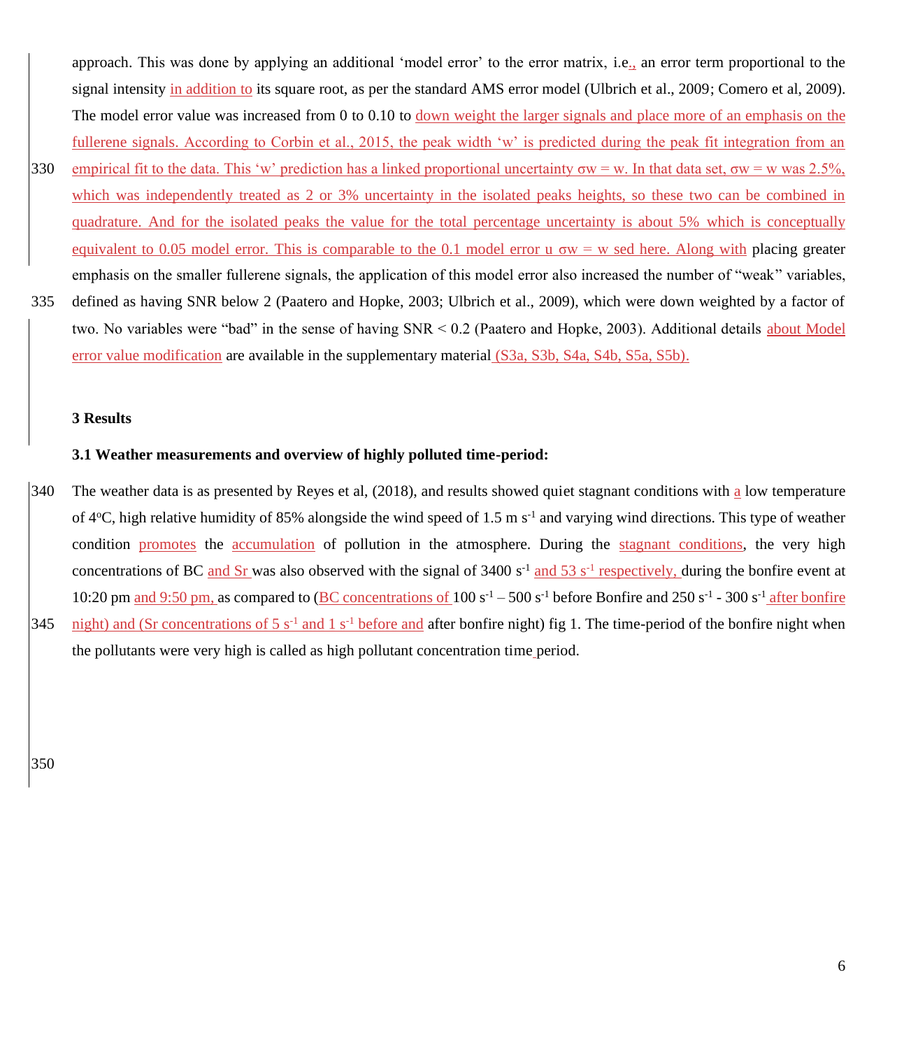approach. This was done by applying an additional 'model error' to the error matrix, i.e., an error term proportional to the signal intensity in addition to its square root, as per the standard AMS error model (Ulbrich et al., 2009; Comero et al, 2009). The model error value was increased from 0 to 0.10 to down weight the larger signals and place more of an emphasis on the fullerene signals. According to Corbin et al., 2015, the peak width 'w' is predicted during the peak fit integration from an empirical fit to the data. This 'w' prediction has a linked proportional uncertainty σw = w. In that data set, σw = w was 2.5%, which was independently treated as 2 or 3% uncertainty in the isolated peaks heights, so these two can be combined in quadrature. And for the isolated peaks the value for the total percentage uncertainty is about 5% which is conceptually equivalent to 0.05 model error. This is comparable to the 0.1 model error u σw = w sed here. Along with placing greater emphasis on the smaller fullerene signals, the application of this model error also increased the number of "weak" variables, defined as having SNR below 2 (Paatero and Hopke, 2003; Ulbrich et al., 2009), which were down weighted by a factor of two. No variables were "bad" in the sense of having SNR < 0.2 (Paatero and Hopke, 2003). Additional details about Model error value modification are available in the supplementary material (S3a, S3b, S4a, S4b, S5a, S5b).

## 3 Results

### 3.1 Weather measurements and overview of highly polluted time-period:

The weather data is as presented by Reyes et al, (2018), and results showed quiet stagnant conditions with a low temperature of 4$^{o}$C, high relative humidity of 85% alongside the wind speed of 1.5 m s$^{-1}$ and varying wind directions. This type of weather condition promotes the accumulation of pollution in the atmosphere. During the stagnant conditions, the very high concentrations of BC and Sr was also observed with the signal of 3400 s$^{-1}$ and 53 s$^{-1}$ respectively, during the bonfire event at 10:20 pm and 9:50 pm, as compared to (BC concentrations of 100 s$^{-1}$ – 500 s$^{-1}$ before Bonfire and 250 s$^{-1}$ - 300 s$^{-1}$ after bonfire night) and (Sr concentrations of 5 s$^{-1}$ and 1 s$^{-1}$ before and after bonfire night) fig 1. The time-period of the bonfire night when the pollutants were very high is called as high pollutant concentration time period.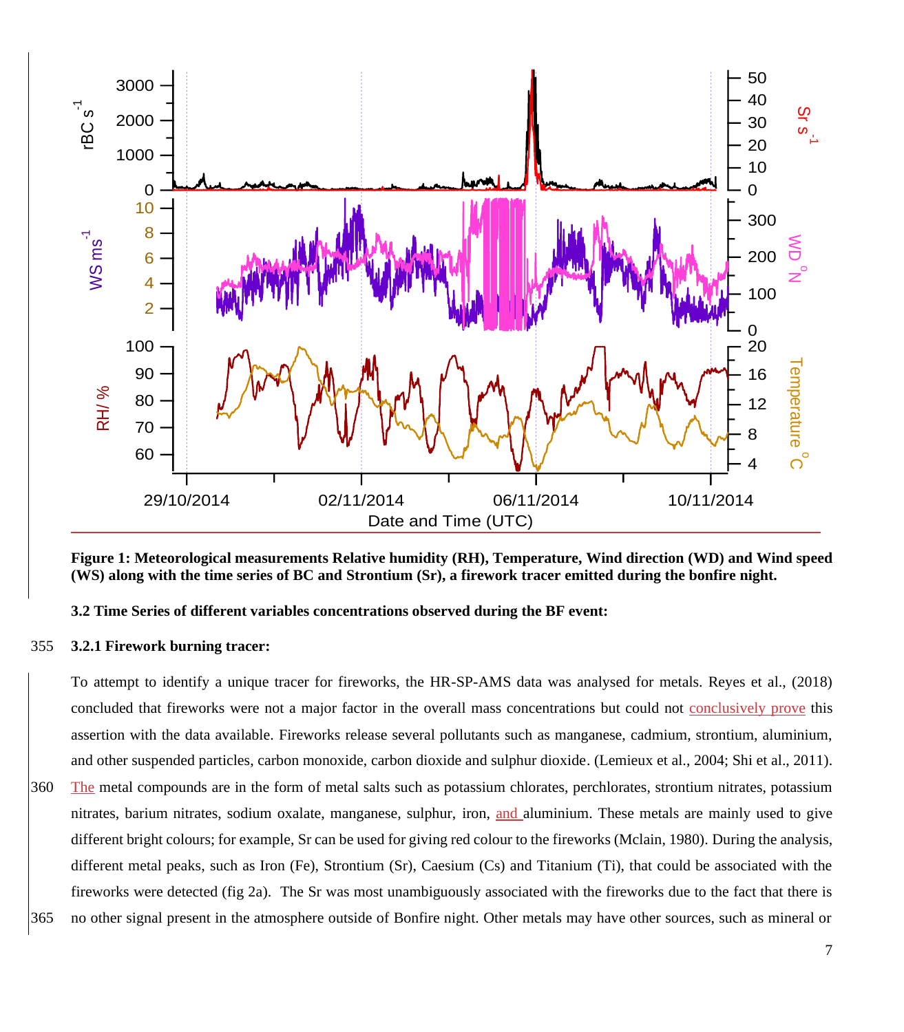**Figure 1: Meteorological measurements Relative humidity (RH), Temperature, Wind direction (WD) and Wind speed (WS) along with the time series of BC and Strontium (Sr), a firework tracer emitted during the bonfire night.**

**3.2 Time Series of different variables concentrations observed during the BF event:**

**3.2.1 Firework burning tracer:**

To attempt to identify a unique tracer for fireworks, the HR-SP-AMS data was analysed for metals. Reyes et al., (2018) concluded that fireworks were not a major factor in the overall mass concentrations but could not conclusively prove this assertion with the data available. Fireworks release several pollutants such as manganese, cadmium, strontium, aluminium, and other suspended particles, carbon monoxide, carbon dioxide and sulphur dioxide. (Lemieux et al., 2004; Shi et al., 2011). The metal compounds are in the form of metal salts such as potassium chlorates, perchlorates, strontium nitrates, potassium nitrates, barium nitrates, sodium oxalate, manganese, sulphur, iron, and aluminium. These metals are mainly used to give different bright colours; for example, Sr can be used for giving red colour to the fireworks (Mclain, 1980). During the analysis, different metal peaks, such as Iron (Fe), Strontium (Sr), Caesium (Cs) and Titanium (Ti), that could be associated with the fireworks were detected (fig 2a). The Sr was most unambiguously associated with the fireworks due to the fact that there is no other signal present in the atmosphere outside of Bonfire night. Other metals may have other sources, such as mineral or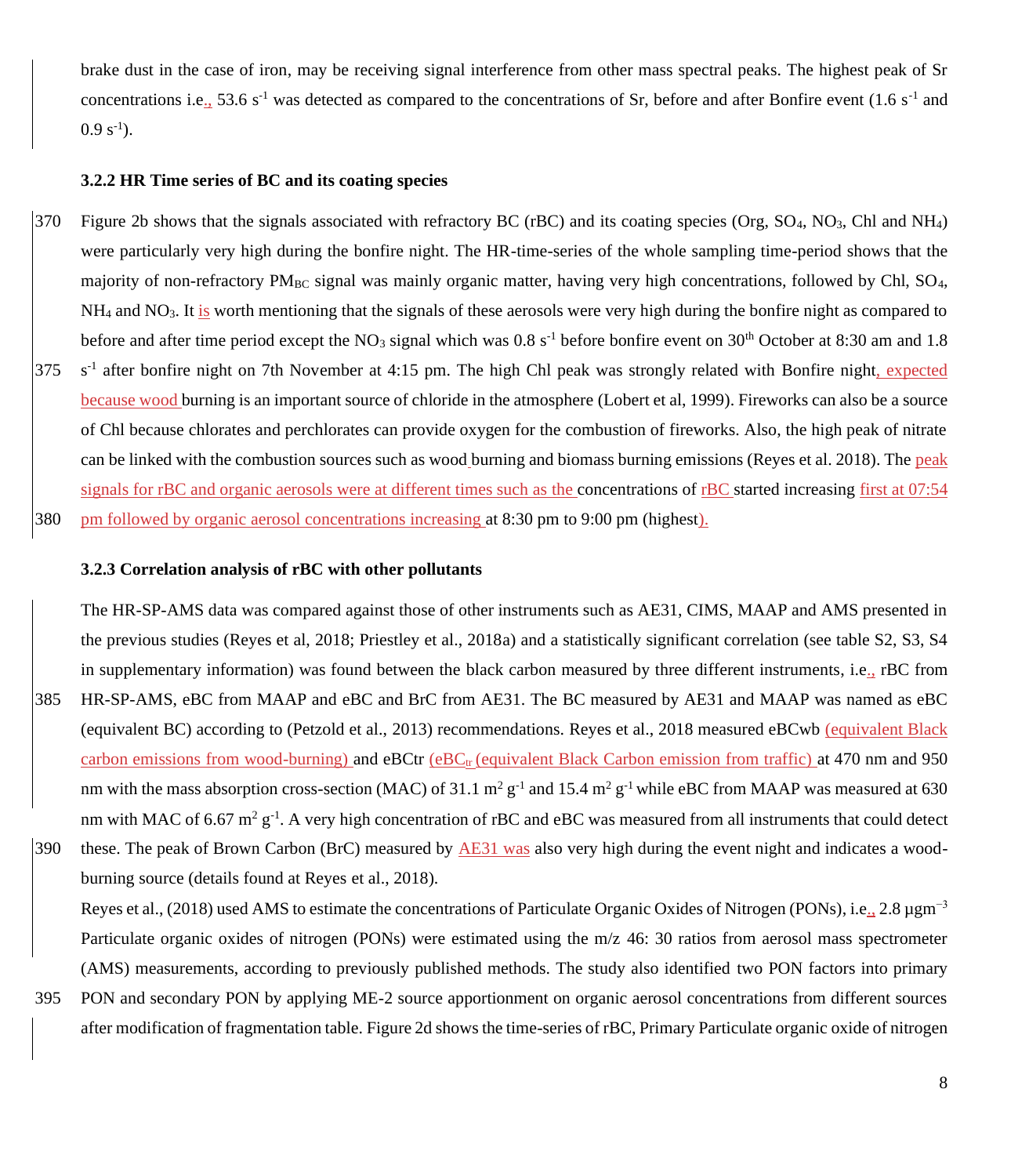brake dust in the case of iron, may be receiving signal interference from other mass spectral peaks. The highest peak of Sr concentrations i.e., 53.6 $s^{-1}$ was detected as compared to the concentrations of Sr, before and after Bonfire event (1.6 $s^{-1}$ and 0.9 $s^{-1}$).

### 3.2.2 HR Time series of BC and its coating species

Figure 2b shows that the signals associated with refractory BC (rBC) and its coating species (Org, $SO_4$, $NO_3$, Chl and $NH_4$) were particularly very high during the bonfire night. The HR-time-series of the whole sampling time-period shows that the majority of non-refractory $PM_{BC}$ signal was mainly organic matter, having very high concentrations, followed by Chl, $SO_4$, $NH_4$ and $NO_3$. It is worth mentioning that the signals of these aerosols were very high during the bonfire night as compared to before and after time period except the $NO_3$ signal which was 0.8 $s^{-1}$ before bonfire event on 30th October at 8:30 am and 1.8 $s^{-1}$ after bonfire night on 7th November at 4:15 pm. The high Chl peak was strongly related with Bonfire night, expected because wood burning is an important source of chloride in the atmosphere (Lobert et al, 1999). Fireworks can also be a source of Chl because chlorates and perchlorates can provide oxygen for the combustion of fireworks. Also, the high peak of nitrate can be linked with the combustion sources such as wood burning and biomass burning emissions (Reyes et al. 2018). The peak signals for rBC and organic aerosols were at different times such as the concentrations of rBC started increasing first at 07:54 pm followed by organic aerosol concentrations increasing at 8:30 pm to 9:00 pm (highest).

### 3.2.3 Correlation analysis of rBC with other pollutants

The HR-SP-AMS data was compared against those of other instruments such as AE31, CIMS, MAAP and AMS presented in the previous studies (Reyes et al, 2018; Priestley et al., 2018a) and a statistically significant correlation (see table S2, S3, S4 in supplementary information) was found between the black carbon measured by three different instruments, i.e., rBC from HR-SP-AMS, eBC from MAAP and eBC and BrC from AE31. The BC measured by AE31 and MAAP was named as eBC (equivalent BC) according to (Petzold et al., 2013) recommendations. Reyes et al., 2018 measured eBCwb (equivalent Black carbon emissions from wood-burning) and eBCtr ($eBC_{tr}$ (equivalent Black Carbon emission from traffic) at 470 nm and 950 nm with the mass absorption cross-section (MAC) of 31.1 $m^2 g^{-1}$ and 15.4 $m^2 g^{-1}$ while eBC from MAAP was measured at 630 nm with MAC of 6.67 $m^2 g^{-1}$. A very high concentration of rBC and eBC was measured from all instruments that could detect these. The peak of Brown Carbon (BrC) measured by AE31 was also very high during the event night and indicates a wood-burning source (details found at Reyes et al., 2018).

Reyes et al., (2018) used AMS to estimate the concentrations of Particulate Organic Oxides of Nitrogen (PONs), i.e., 2.8 $\mu g m^{-3}$ Particulate organic oxides of nitrogen (PONs) were estimated using the m/z 46: 30 ratios from aerosol mass spectrometer (AMS) measurements, according to previously published methods. The study also identified two PON factors into primary PON and secondary PON by applying ME-2 source apportionment on organic aerosol concentrations from different sources after modification of fragmentation table. Figure 2d shows the time-series of rBC, Primary Particulate organic oxide of nitrogen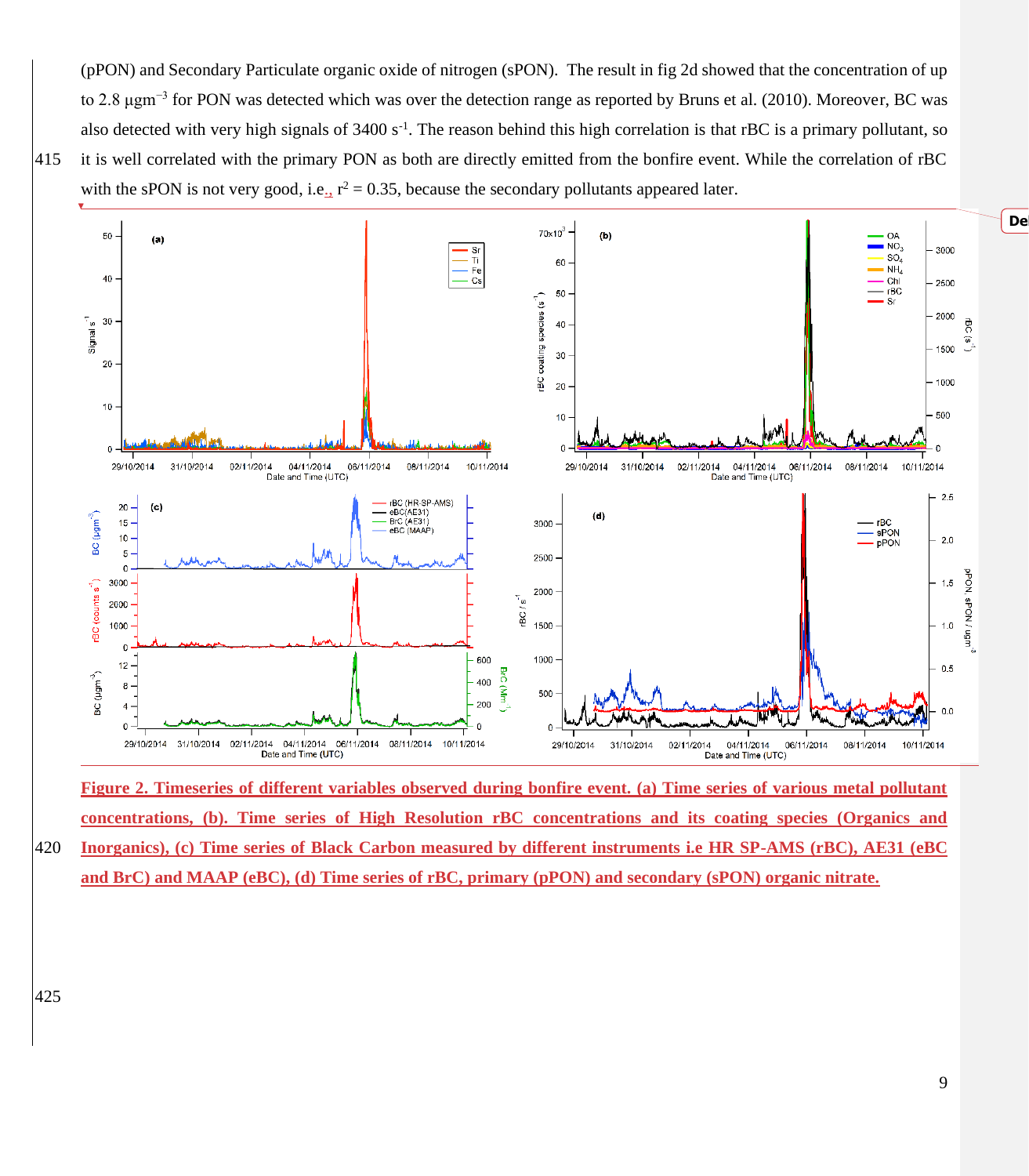(pPON) and Secondary Particulate organic oxide of nitrogen (sPON). The result in fig 2d showed that the concentration of up to 2.8 $\mu gm^{-3}$ for PON was detected which was over the detection range as reported by Bruns et al. (2010). Moreover, BC was also detected with very high signals of 3400 $s^{-1}$. The reason behind this high correlation is that rBC is a primary pollutant, so it is well correlated with the primary PON as both are directly emitted from the bonfire event. While the correlation of rBC with the sPON is not very good, i.e., $r^2 = 0.35$, because the secondary pollutants appeared later.

**Figure 2. Timeseries of different variables observed during bonfire event. (a) Time series of various metal pollutant concentrations, (b). Time series of High Resolution rBC concentrations and its coating species (Organics and Inorganics), (c) Time series of Black Carbon measured by different instruments i.e HR SP-AMS (rBC), AE31 (eBC and BrC) and MAAP (eBC), (d) Time series of rBC, primary (pPON) and secondary (sPON) organic nitrate.**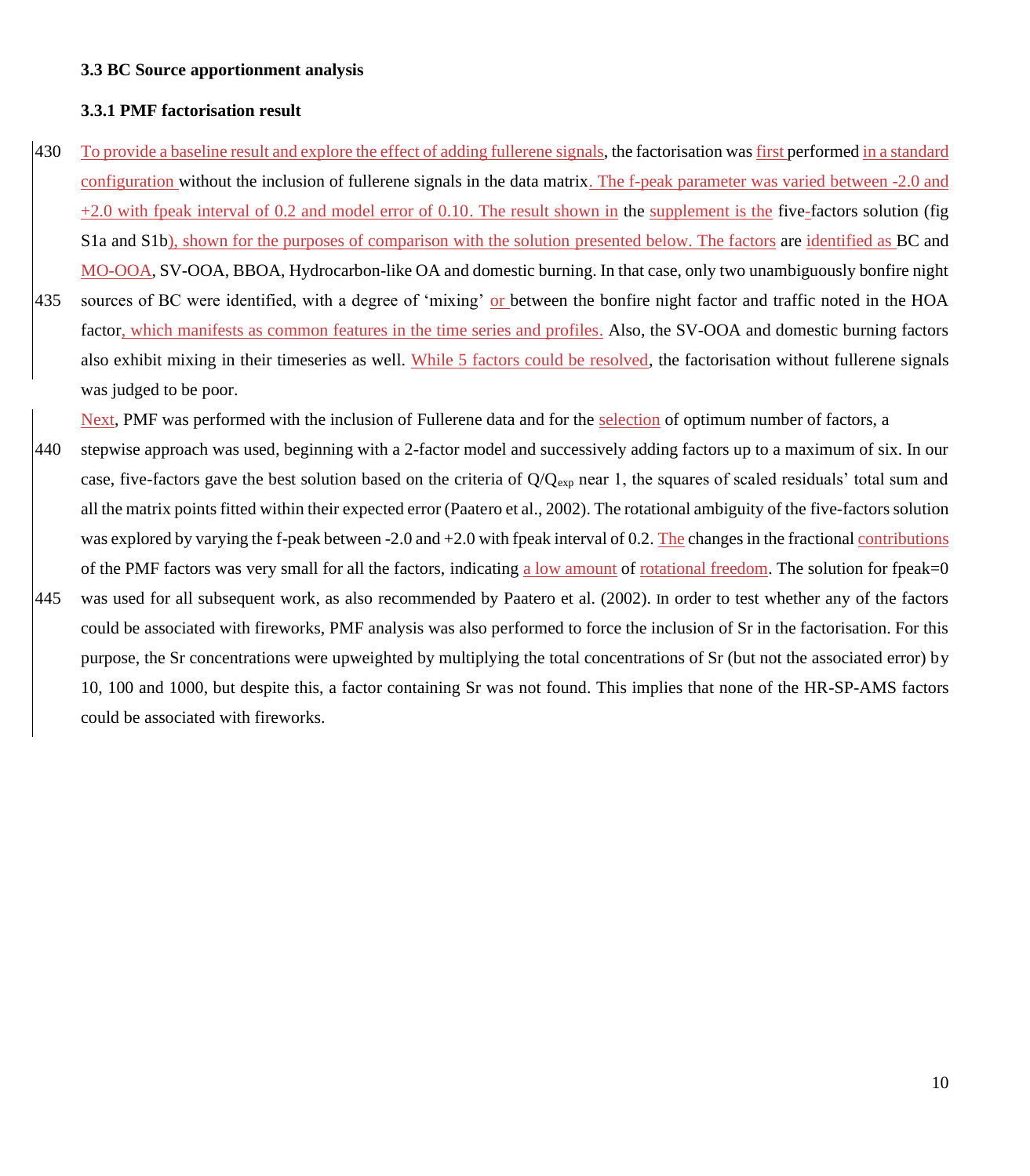### 3.3 BC Source apportionment analysis

### 3.3.1 PMF factorisation result

To provide a baseline result and explore the effect of adding fullerene signals, the factorisation was first performed in a standard configuration without the inclusion of fullerene signals in the data matrix. The f-peak parameter was varied between -2.0 and +2.0 with fpeak interval of 0.2 and model error of 0.10. The result shown in the supplement is the five-factors solution (fig S1a and S1b), shown for the purposes of comparison with the solution presented below. The factors are identified as BC and MO-OOA, SV-OOA, BBOA, Hydrocarbon-like OA and domestic burning. In that case, only two unambiguously bonfire night sources of BC were identified, with a degree of 'mixing' or between the bonfire night factor and traffic noted in the HOA factor, which manifests as common features in the time series and profiles. Also, the SV-OOA and domestic burning factors also exhibit mixing in their timeseries as well. While 5 factors could be resolved, the factorisation without fullerene signals was judged to be poor.

Next, PMF was performed with the inclusion of Fullerene data and for the selection of optimum number of factors, a stepwise approach was used, beginning with a 2-factor model and successively adding factors up to a maximum of six. In our case, five-factors gave the best solution based on the criteria of $Q/Q_{exp}$ near 1, the squares of scaled residuals' total sum and all the matrix points fitted within their expected error (Paatero et al., 2002). The rotational ambiguity of the five-factors solution was explored by varying the f-peak between -2.0 and +2.0 with fpeak interval of 0.2. The changes in the fractional contributions of the PMF factors was very small for all the factors, indicating a low amount of rotational freedom. The solution for fpeak=0 was used for all subsequent work, as also recommended by Paatero et al. (2002). In order to test whether any of the factors could be associated with fireworks, PMF analysis was also performed to force the inclusion of Sr in the factorisation. For this purpose, the Sr concentrations were upweighted by multiplying the total concentrations of Sr (but not the associated error) by 10, 100 and 1000, but despite this, a factor containing Sr was not found. This implies that none of the HR-SP-AMS factors could be associated with fireworks.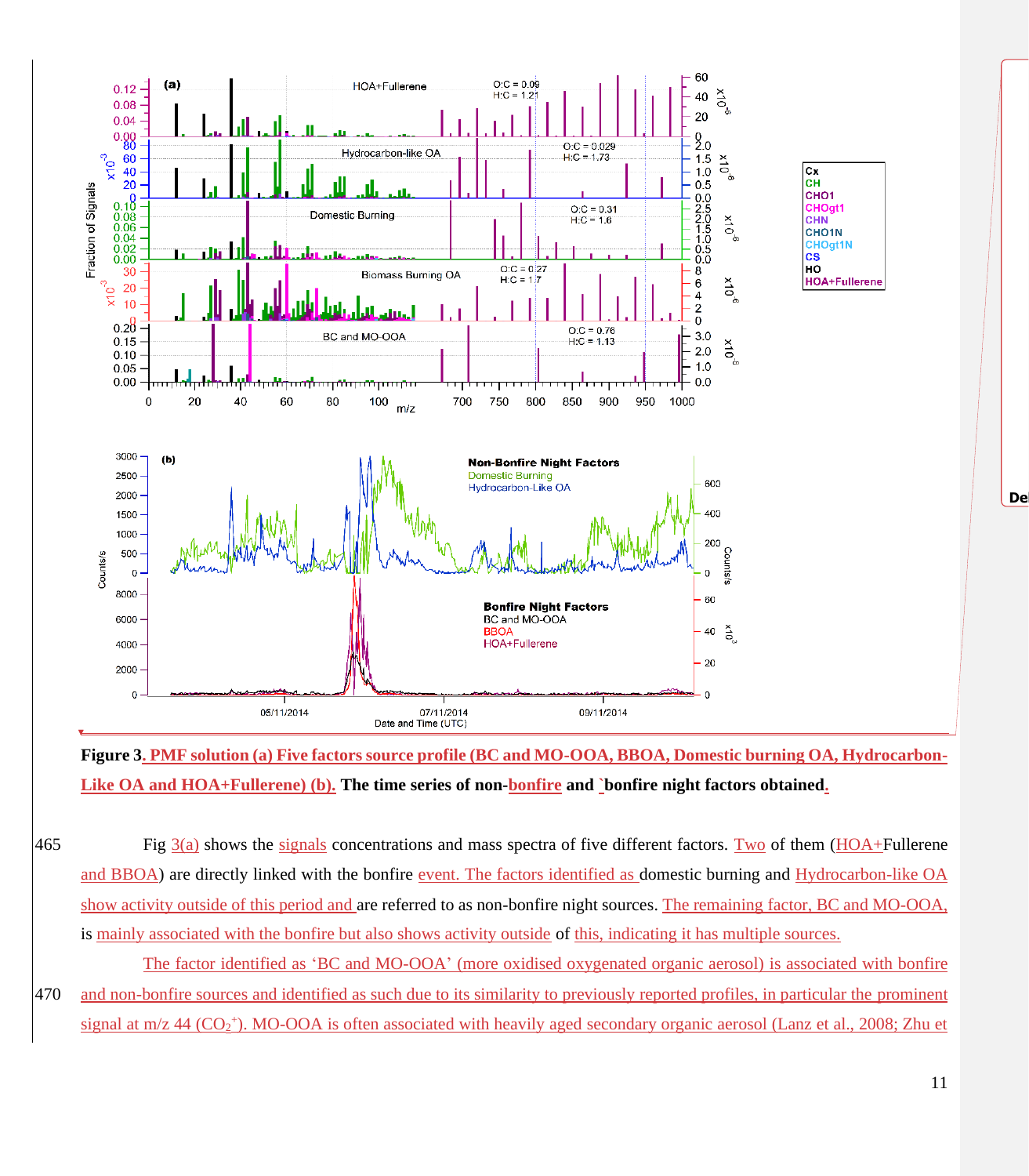**Figure 3. PMF solution (a) Five factors source profile (BC and MO-OOA, BBOA, Domestic burning OA, Hydrocarbon-Like OA and HOA+Fullerene) (b). The time series of non-bonfire and `bonfire night factors obtained.**

Fig 3(a) shows the signals concentrations and mass spectra of five different factors. Two of them (HOA+Fullerene and BBOA) are directly linked with the bonfire event. The factors identified as domestic burning and Hydrocarbon-like OA show activity outside of this period and are referred to as non-bonfire night sources. The remaining factor, BC and MO-OOA, is mainly associated with the bonfire but also shows activity outside of this, indicating it has multiple sources.

The factor identified as 'BC and MO-OOA' (more oxidised oxygenated organic aerosol) is associated with bonfire and non-bonfire sources and identified as such due to its similarity to previously reported profiles, in particular the prominent signal at m/z 44 ($CO_2^+$). MO-OOA is often associated with heavily aged secondary organic aerosol (Lanz et al., 2008; Zhu et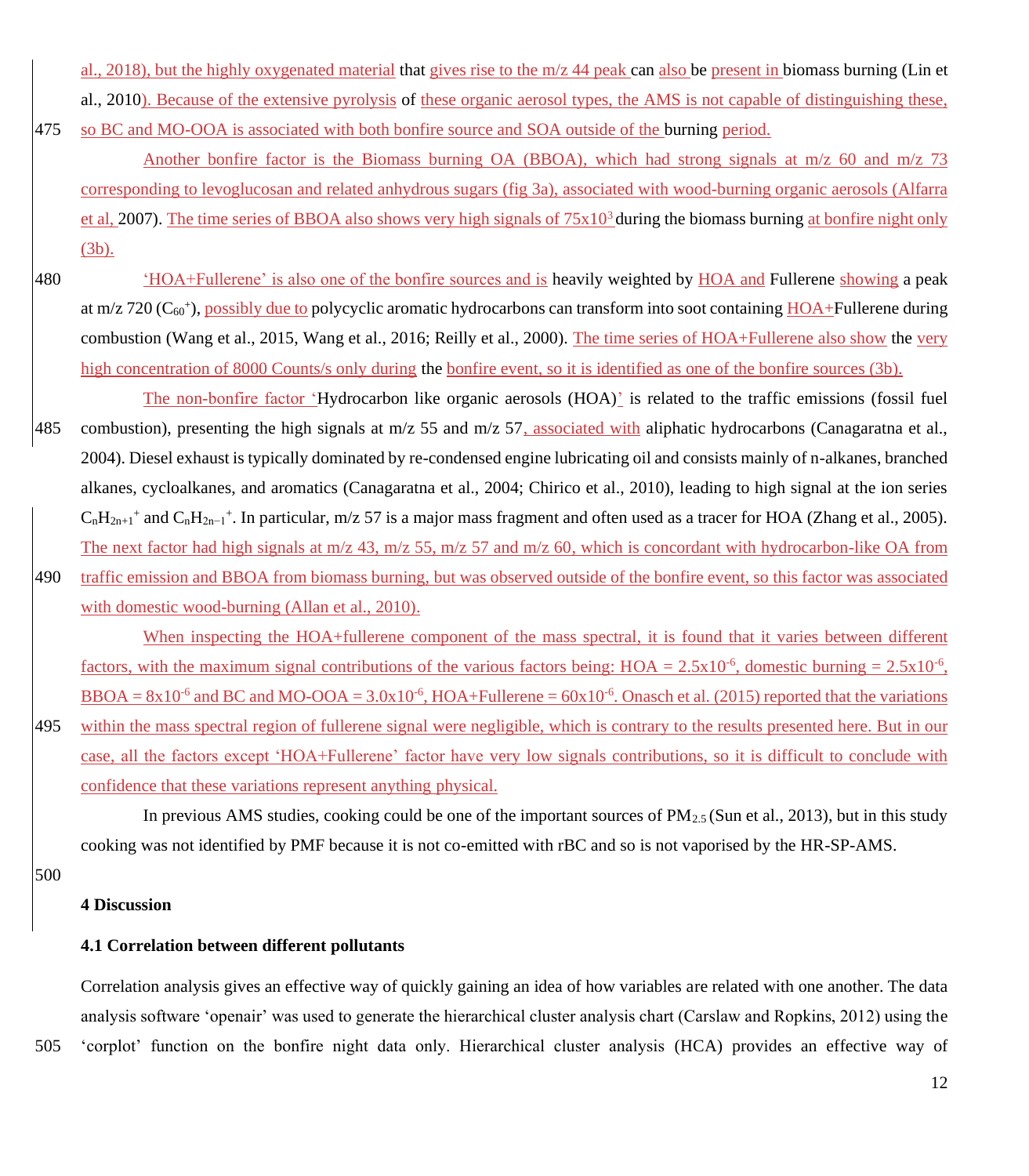al., 2018), but the highly oxygenated material that gives rise to the m/z 44 peak can also be present in biomass burning (Lin et al., 2010). Because of the extensive pyrolysis of these organic aerosol types, the AMS is not capable of distinguishing these, so BC and MO-OOA is associated with both bonfire source and SOA outside of the burning period.

Another bonfire factor is the Biomass burning OA (BBOA), which had strong signals at m/z 60 and m/z 73 corresponding to levoglucosan and related anhydrous sugars (fig 3a), associated with wood-burning organic aerosols (Alfarra et al, 2007). The time series of BBOA also shows very high signals of $75x10^3$ during the biomass burning at bonfire night only (3b).

'HOA+Fullerene' is also one of the bonfire sources and is heavily weighted by HOA and Fullerene showing a peak at m/z 720 ($C_{60}^+$), possibly due to polycyclic aromatic hydrocarbons can transform into soot containing HOA+Fullerene during combustion (Wang et al., 2015, Wang et al., 2016; Reilly et al., 2000). The time series of HOA+Fullerene also show the very high concentration of 8000 Counts/s only during the bonfire event, so it is identified as one of the bonfire sources (3b).

The non-bonfire factor 'Hydrocarbon like organic aerosols (HOA)' is related to the traffic emissions (fossil fuel combustion), presenting the high signals at m/z 55 and m/z 57, associated with aliphatic hydrocarbons (Canagaratna et al., 2004). Diesel exhaust is typically dominated by re-condensed engine lubricating oil and consists mainly of n-alkanes, branched alkanes, cycloalkanes, and aromatics (Canagaratna et al., 2004; Chirico et al., 2010), leading to high signal at the ion series $C_nH_{2n+1}^+$ and $C_nH_{2n-1}^+$. In particular, m/z 57 is a major mass fragment and often used as a tracer for HOA (Zhang et al., 2005). The next factor had high signals at m/z 43, m/z 55, m/z 57 and m/z 60, which is concordant with hydrocarbon-like OA from traffic emission and BBOA from biomass burning, but was observed outside of the bonfire event, so this factor was associated with domestic wood-burning (Allan et al., 2010).

When inspecting the HOA+fullerene component of the mass spectral, it is found that it varies between different factors, with the maximum signal contributions of the various factors being: HOA = $2.5x10^{-6}$, domestic burning = $2.5x10^{-6}$, BBOA = $8x10^{-6}$ and BC and MO-OOA = $3.0x10^{-6}$, HOA+Fullerene = $60x10^{-6}$. Onasch et al. (2015) reported that the variations within the mass spectral region of fullerene signal were negligible, which is contrary to the results presented here. But in our case, all the factors except 'HOA+Fullerene' factor have very low signals contributions, so it is difficult to conclude with confidence that these variations represent anything physical.

In previous AMS studies, cooking could be one of the important sources of $PM_{2.5}$ (Sun et al., 2013), but in this study cooking was not identified by PMF because it is not co-emitted with rBC and so is not vaporised by the HR-SP-AMS.

## 4 Discussion

### 4.1 Correlation between different pollutants

Correlation analysis gives an effective way of quickly gaining an idea of how variables are related with one another. The data analysis software 'openair' was used to generate the hierarchical cluster analysis chart (Carslaw and Ropkins, 2012) using the 'corplot' function on the bonfire night data only. Hierarchical cluster analysis (HCA) provides an effective way of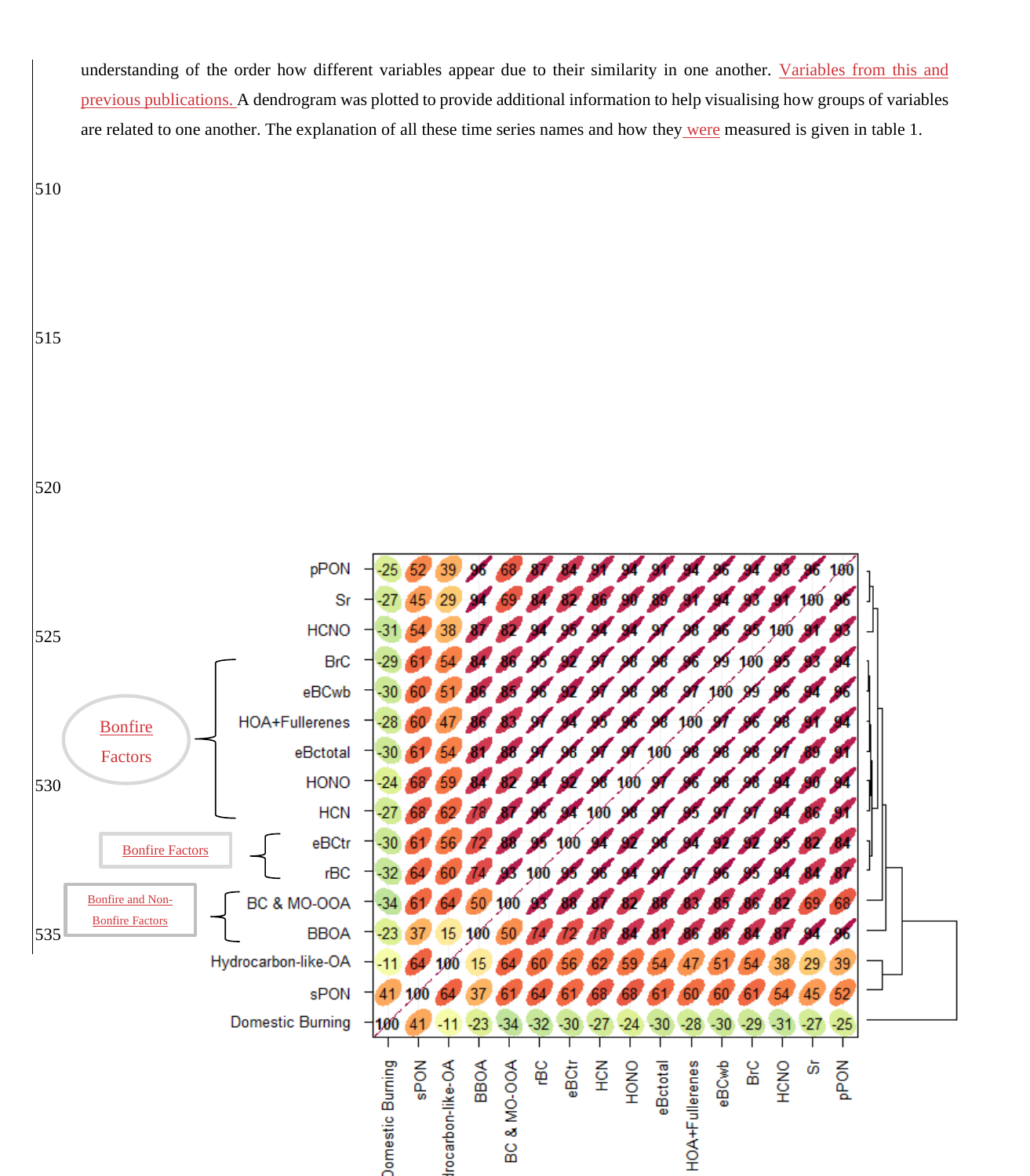understanding of the order how different variables appear due to their similarity in one another. Variables from this and previous publications. A dendrogram was plotted to provide additional information to help visualising how groups of variables are related to one another. The explanation of all these time series names and how they were measured is given in table 1.

| | Domestic Burning | sPON | Hydrocarbon-like-OA | BBOA | BC & MO-OOA | rBC | eBCtr | HCN | HONO | eBctotal | HOA+Fullerenes | eBCwb | BrC | HCNO | Sr | pPON |
|---|---|---|---|---|---|---|---|---|---|---|---|---|---|---|---|---|
| pPON | -25 | 52 | 39 | 96 | 68 | 87 | 84 | 91 | 94 | 91 | 94 | 96 | 94 | 93 | 96 | 100 |
| Sr | -27 | 45 | 29 | 94 | 69 | 84 | 82 | 86 | 90 | 89 | 91 | 94 | 93 | 91 | 100 | 96 |
| HCNO | -31 | 54 | 38 | 87 | 82 | 94 | 95 | 94 | 94 | 97 | 98 | 96 | 95 | 100 | 91 | 93 |
| BrC | -29 | 61 | 54 | 84 | 86 | 95 | 92 | 97 | 98 | 98 | 96 | 99 | 100 | 95 | 93 | 94 |
| eBCwb | -30 | 60 | 51 | 86 | 85 | 96 | 92 | 97 | 98 | 98 | 97 | 100 | 99 | 96 | 94 | 96 |
| HOA+Fullerenes | -28 | 60 | 47 | 86 | 83 | 97 | 94 | 95 | 96 | 98 | 100 | 97 | 96 | 98 | 91 | 94 |
| eBctotal | -30 | 61 | 54 | 81 | 88 | 97 | 98 | 97 | 97 | 100 | 98 | 98 | 98 | 97 | 89 | 91 |
| HONO | -24 | 68 | 59 | 84 | 82 | 94 | 92 | 98 | 100 | 97 | 96 | 98 | 98 | 94 | 90 | 94 |
| HCN | -27 | 68 | 62 | 78 | 87 | 96 | 94 | 100 | 98 | 97 | 95 | 97 | 97 | 94 | 86 | 91 |
| eBCtr | -30 | 61 | 56 | 72 | 88 | 95 | 100 | 94 | 92 | 98 | 94 | 92 | 92 | 95 | 82 | 84 |
| rBC | -32 | 64 | 60 | 74 | 93 | 100 | 95 | 96 | 94 | 97 | 97 | 96 | 95 | 94 | 84 | 87 |
| BC & MO-OOA | -34 | 61 | 64 | 50 | 100 | 93 | 88 | 87 | 82 | 88 | 83 | 85 | 86 | 82 | 69 | 68 |
| BBOA | -23 | 37 | 15 | 100 | 50 | 74 | 72 | 78 | 84 | 81 | 86 | 86 | 84 | 87 | 94 | 96 |
| Hydrocarbon-like-OA | -11 | 64 | 100 | 15 | 64 | 60 | 56 | 62 | 59 | 54 | 47 | 51 | 54 | 38 | 29 | 39 |
| sPON | 41 | 100 | 64 | 37 | 61 | 64 | 61 | 68 | 68 | 61 | 60 | 60 | 61 | 54 | 45 | 52 |
| Domestic Burning | 100 | 41 | -11 | -23 | -34 | -32 | -30 | -27 | -24 | -30 | -28 | -30 | -29 | -31 | -27 | -25 |

Bonfire Factors: BrC, eBCwb, HOA+Fullerenes, eBctotal, HONO, HCN

Bonfire Factors: eBCtr, rBC

Bonfire and Non-Bonfire Factors: BC & MO-OOA, BBOA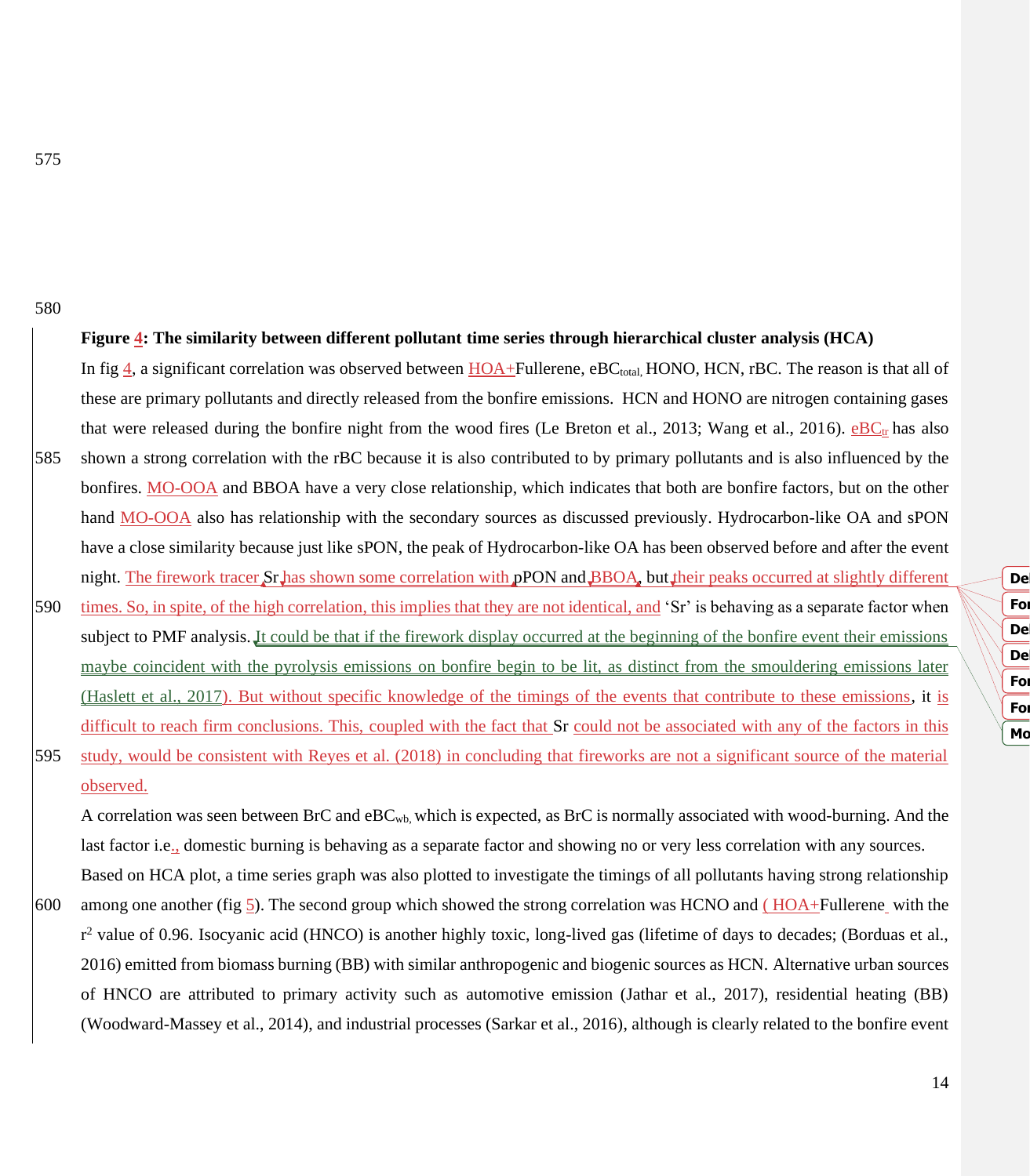**Figure 4: The similarity between different pollutant time series through hierarchical cluster analysis (HCA)**

In fig 4, a significant correlation was observed between HOA+Fullerene, $eBC_{total}$, HONO, HCN, rBC. The reason is that all of these are primary pollutants and directly released from the bonfire emissions. HCN and HONO are nitrogen containing gases that were released during the bonfire night from the wood fires (Le Breton et al., 2013; Wang et al., 2016). $eBC_{tr}$ has also shown a strong correlation with the rBC because it is also contributed to by primary pollutants and is also influenced by the bonfires. MO-OOA and BBOA have a very close relationship, which indicates that both are bonfire factors, but on the other hand MO-OOA also has relationship with the secondary sources as discussed previously. Hydrocarbon-like OA and sPON have a close similarity because just like sPON, the peak of Hydrocarbon-like OA has been observed before and after the event night. The firework tracer Sr has shown some correlation with pPON and BBOA, but their peaks occurred at slightly different times. So, in spite, of the high correlation, this implies that they are not identical, and 'Sr' is behaving as a separate factor when subject to PMF analysis. It could be that if the firework display occurred at the beginning of the bonfire event their emissions maybe coincident with the pyrolysis emissions on bonfire begin to be lit, as distinct from the smouldering emissions later (Haslett et al., 2017). But without specific knowledge of the timings of the events that contribute to these emissions, it is difficult to reach firm conclusions. This, coupled with the fact that Sr could not be associated with any of the factors in this study, would be consistent with Reyes et al. (2018) in concluding that fireworks are not a significant source of the material observed.

A correlation was seen between BrC and $eBC_{wb}$, which is expected, as BrC is normally associated with wood-burning. And the last factor i.e., domestic burning is behaving as a separate factor and showing no or very less correlation with any sources.

Based on HCA plot, a time series graph was also plotted to investigate the timings of all pollutants having strong relationship among one another (fig 5). The second group which showed the strong correlation was HCNO and ( HOA+Fullerene with the $r^2$ value of 0.96. Isocyanic acid (HNCO) is another highly toxic, long-lived gas (lifetime of days to decades; (Borduas et al., 2016) emitted from biomass burning (BB) with similar anthropogenic and biogenic sources as HCN. Alternative urban sources of HNCO are attributed to primary activity such as automotive emission (Jathar et al., 2017), residential heating (BB) (Woodward-Massey et al., 2014), and industrial processes (Sarkar et al., 2016), although is clearly related to the bonfire event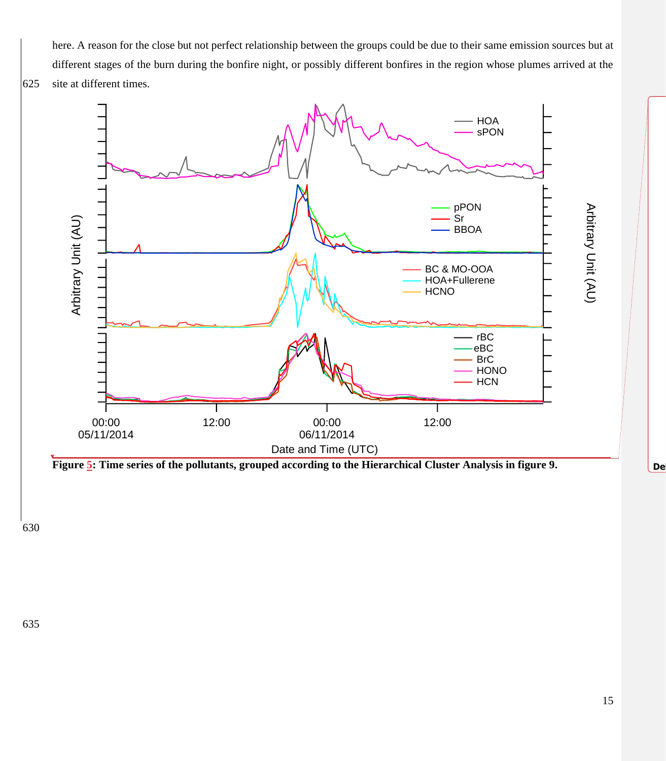here. A reason for the close but not perfect relationship between the groups could be due to their same emission sources but at different stages of the burn during the bonfire night, or possibly different bonfires in the region whose plumes arrived at the site at different times.

**Figure 5: Time series of the pollutants, grouped according to the Hierarchical Cluster Analysis in figure 9.**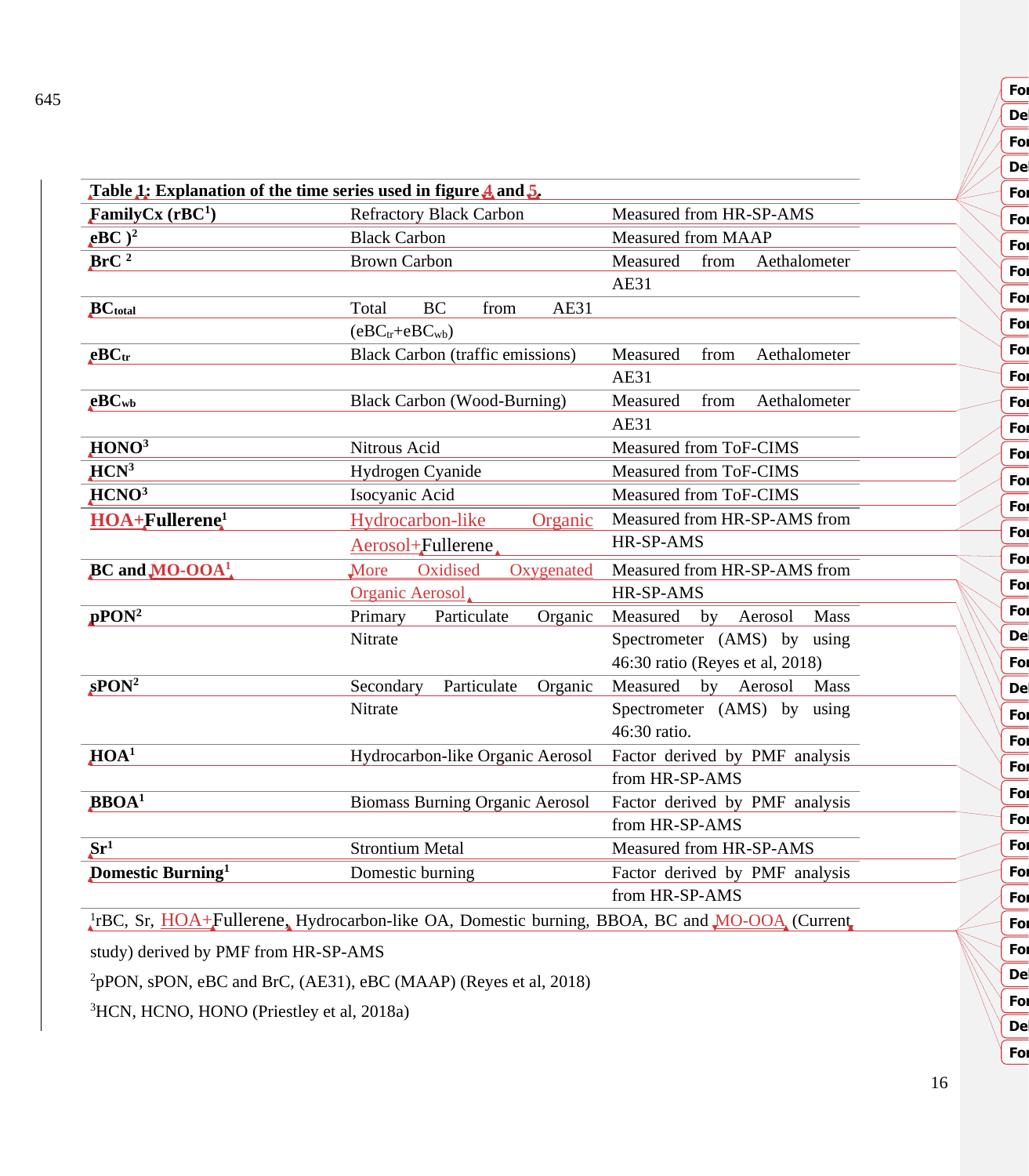**Table 1: Explanation of the time series used in figure 4 and 5.**

| | | |
|---|---|---|
| **FamilyCx (rBC[1])** | Refractory Black Carbon | Measured from HR-SP-AMS |
| **eBC )[2]** | Black Carbon | Measured from MAAP |
| **BrC [2]** | Brown Carbon | Measured from Aethalometer AE31 |
| **$BC_{total}$** | Total BC from AE31 ($eBC_{tr}$+$eBC_{wb}$) | |
| **$eBC_{tr}$** | Black Carbon (traffic emissions) | Measured from Aethalometer AE31 |
| **$eBC_{wb}$** | Black Carbon (Wood-Burning) | Measured from Aethalometer AE31 |
| **HONO[3]** | Nitrous Acid | Measured from ToF-CIMS |
| **HCN[3]** | Hydrogen Cyanide | Measured from ToF-CIMS |
| **HCNO[3]** | Isocyanic Acid | Measured from ToF-CIMS |
| **HOA+Fullerene[1]** | Hydrocarbon-like Organic Aerosol+Fullerene | Measured from HR-SP-AMS from HR-SP-AMS |
| **BC and MO-OOA[1]** | More Oxidised Oxygenated Organic Aerosol | Measured from HR-SP-AMS from HR-SP-AMS |
| **pPON[2]** | Primary Particulate Organic Nitrate | Measured by Aerosol Mass Spectrometer (AMS) by using 46:30 ratio (Reyes et al, 2018) |
| **sPON[2]** | Secondary Particulate Organic Nitrate | Measured by Aerosol Mass Spectrometer (AMS) by using 46:30 ratio. |
| **HOA[1]** | Hydrocarbon-like Organic Aerosol | Factor derived by PMF analysis from HR-SP-AMS |
| **BBOA[1]** | Biomass Burning Organic Aerosol | Factor derived by PMF analysis from HR-SP-AMS |
| **Sr[1]** | Strontium Metal | Measured from HR-SP-AMS |
| **Domestic Burning[1]** | Domestic burning | Factor derived by PMF analysis from HR-SP-AMS |

[1]rBC, Sr, HOA+Fullerene, Hydrocarbon-like OA, Domestic burning, BBOA, BC and MO-OOA (Current study) derived by PMF from HR-SP-AMS

[2]pPON, sPON, eBC and BrC, (AE31), eBC (MAAP) (Reyes et al, 2018)

[3]HCN, HCNO, HONO (Priestley et al, 2018a)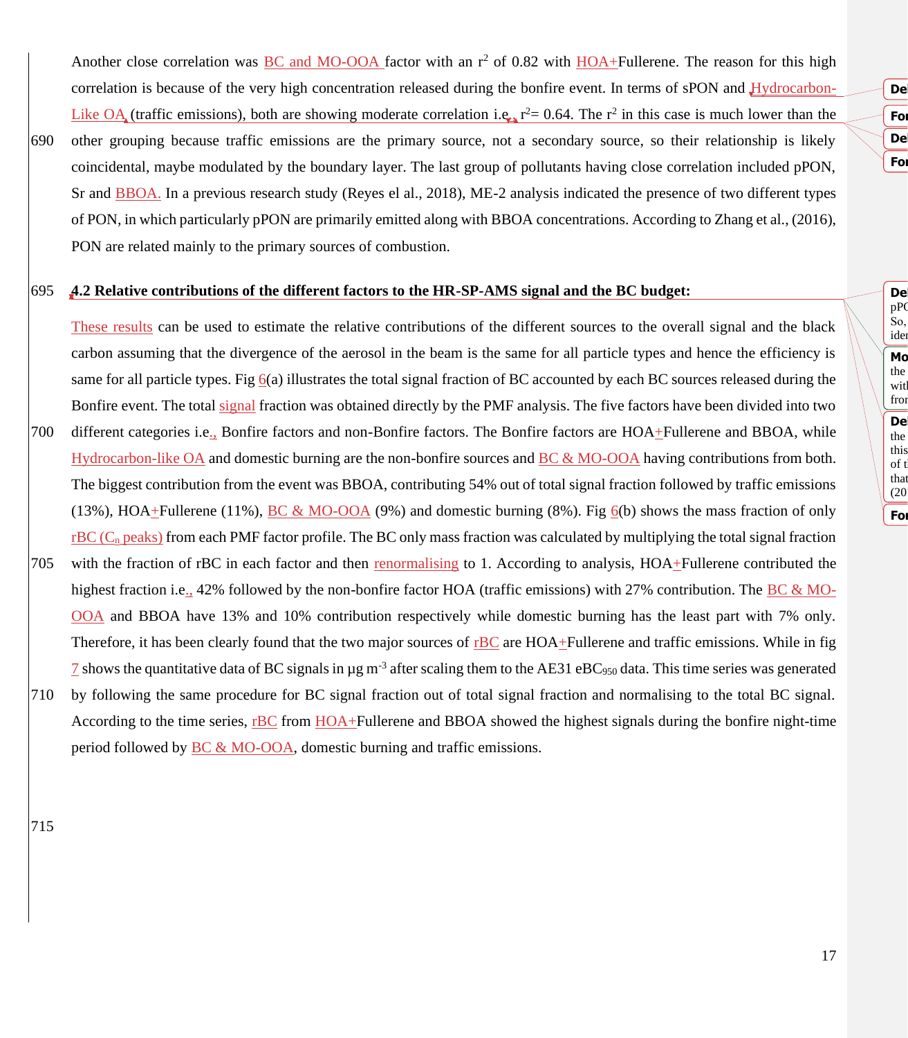Another close correlation was BC and MO-OOA factor with an $r^2$ of 0.82 with HOA+Fullerene. The reason for this high correlation is because of the very high concentration released during the bonfire event. In terms of sPON and Hydrocarbon-Like OA (traffic emissions), both are showing moderate correlation i.e., $r^2$= 0.64. The $r^2$ in this case is much lower than the other grouping because traffic emissions are the primary source, not a secondary source, so their relationship is likely coincidental, maybe modulated by the boundary layer. The last group of pollutants having close correlation included pPON, Sr and BBOA. In a previous research study (Reyes el al., 2018), ME-2 analysis indicated the presence of two different types of PON, in which particularly pPON are primarily emitted along with BBOA concentrations. According to Zhang et al., (2016), PON are related mainly to the primary sources of combustion.

## 4.2 Relative contributions of the different factors to the HR-SP-AMS signal and the BC budget:

These results can be used to estimate the relative contributions of the different sources to the overall signal and the black carbon assuming that the divergence of the aerosol in the beam is the same for all particle types and hence the efficiency is same for all particle types. Fig 6(a) illustrates the total signal fraction of BC accounted by each BC sources released during the Bonfire event. The total signal fraction was obtained directly by the PMF analysis. The five factors have been divided into two different categories i.e., Bonfire factors and non-Bonfire factors. The Bonfire factors are HOA+Fullerene and BBOA, while Hydrocarbon-like OA and domestic burning are the non-bonfire sources and BC & MO-OOA having contributions from both. The biggest contribution from the event was BBOA, contributing 54% out of total signal fraction followed by traffic emissions (13%), HOA+Fullerene (11%), BC & MO-OOA (9%) and domestic burning (8%). Fig 6(b) shows the mass fraction of only rBC ($C_n$ peaks) from each PMF factor profile. The BC only mass fraction was calculated by multiplying the total signal fraction with the fraction of rBC in each factor and then renormalising to 1. According to analysis, HOA+Fullerene contributed the highest fraction i.e., 42% followed by the non-bonfire factor HOA (traffic emissions) with 27% contribution. The BC & MO-OOA and BBOA have 13% and 10% contribution respectively while domestic burning has the least part with 7% only. Therefore, it has been clearly found that the two major sources of rBC are HOA+Fullerene and traffic emissions. While in fig 7 shows the quantitative data of BC signals in µg $m^{-3}$ after scaling them to the AE31 $eBC_{950}$ data. This time series was generated by following the same procedure for BC signal fraction out of total signal fraction and normalising to the total BC signal. According to the time series, rBC from HOA+Fullerene and BBOA showed the highest signals during the bonfire night-time period followed by BC & MO-OOA, domestic burning and traffic emissions.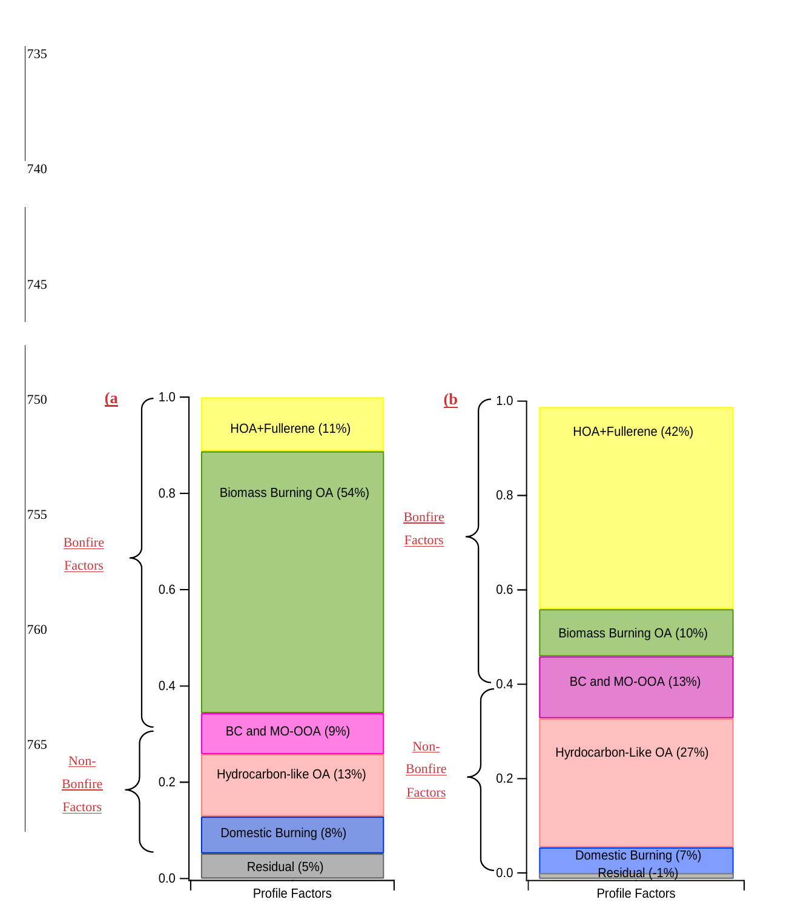(a

| Group | Profile Factor | Fraction |
|---|---|---|
| Bonfire Factors | HOA+Fullerene | 11% |
| Bonfire Factors | Biomass Burning OA | 54% |
| Bonfire Factors | BC and MO-OOA | 9% |
| Non-Bonfire Factors | Hydrocarbon-like OA | 13% |
| Non-Bonfire Factors | Domestic Burning | 8% |
| Non-Bonfire Factors | Residual | 5% |

(b

| Group | Profile Factor | Fraction |
|---|---|---|
| Bonfire Factors | HOA+Fullerene | 42% |
| Bonfire Factors | Biomass Burning OA | 10% |
| Non-Bonfire Factors | BC and MO-OOA | 13% |
| Non-Bonfire Factors | Hyrdocarbon-Like OA | 27% |
| Non-Bonfire Factors | Domestic Burning | 7% |
| Non-Bonfire Factors | Residual | -1% |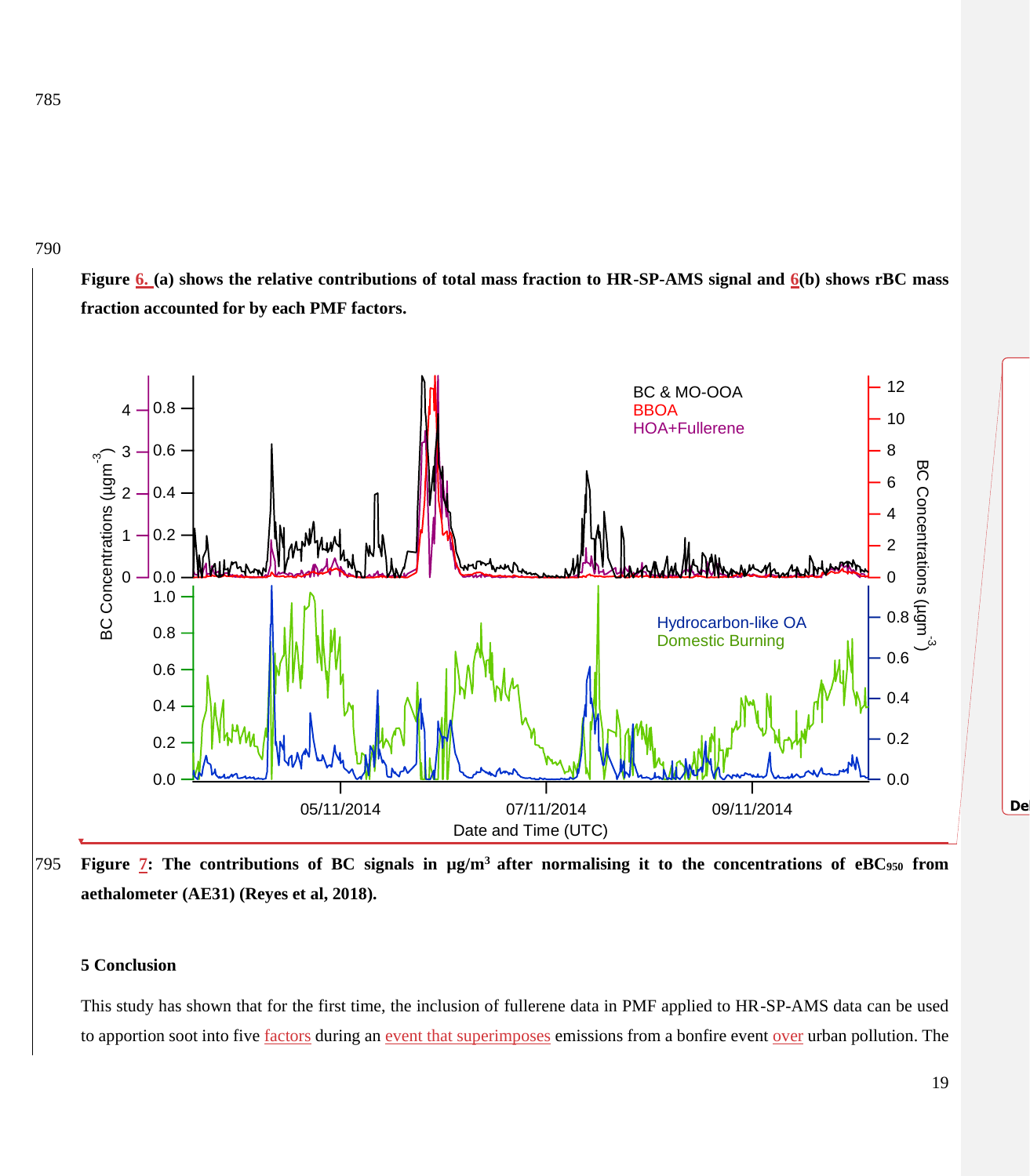**Figure 6. (a) shows the relative contributions of total mass fraction to HR-SP-AMS signal and 6(b) shows rBC mass fraction accounted for by each PMF factors.**

**Figure 7: The contributions of BC signals in µg/m$^3$ after normalising it to the concentrations of $eBC_{950}$ from aethalometer (AE31) (Reyes et al, 2018).**

## 5 Conclusion

This study has shown that for the first time, the inclusion of fullerene data in PMF applied to HR-SP-AMS data can be used to apportion soot into five factors during an event that superimposes emissions from a bonfire event over urban pollution. The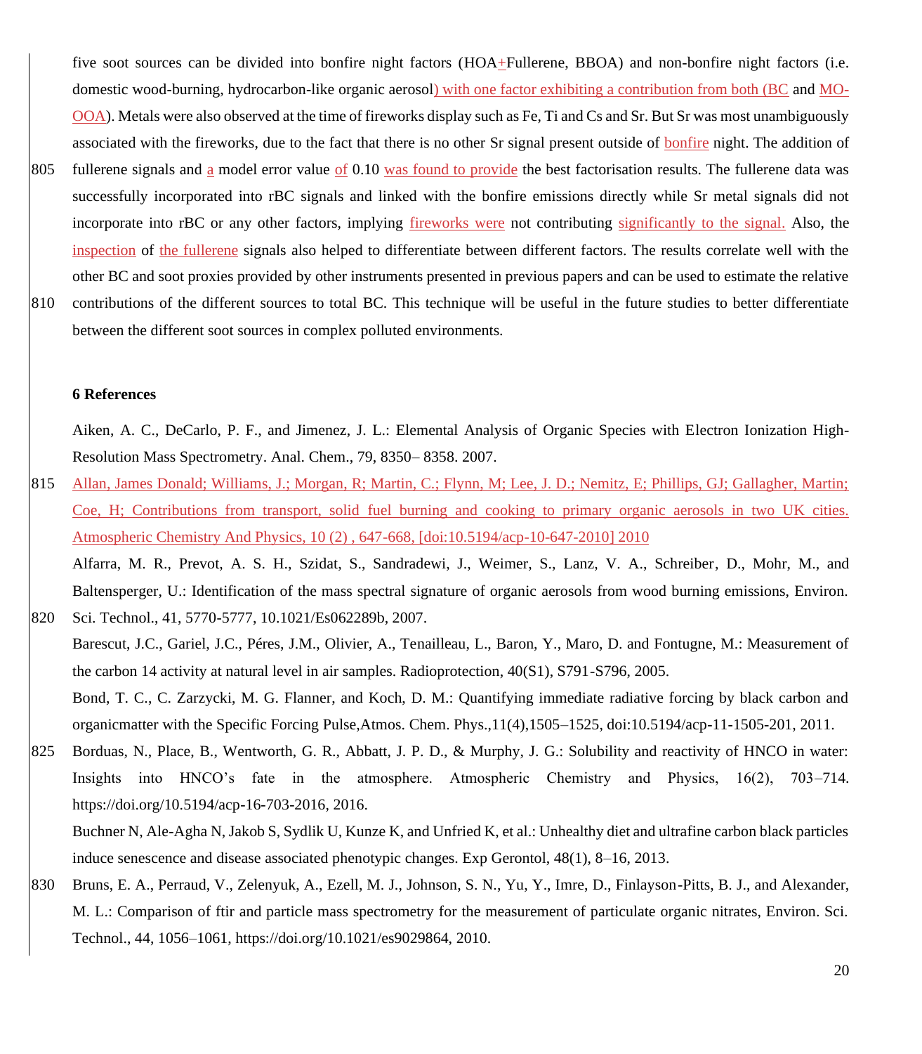five soot sources can be divided into bonfire night factors (HOA+Fullerene, BBOA) and non-bonfire night factors (i.e. domestic wood-burning, hydrocarbon-like organic aerosol) with one factor exhibiting a contribution from both (BC and MO-OOA). Metals were also observed at the time of fireworks display such as Fe, Ti and Cs and Sr. But Sr was most unambiguously associated with the fireworks, due to the fact that there is no other Sr signal present outside of bonfire night. The addition of fullerene signals and a model error value of 0.10 was found to provide the best factorisation results. The fullerene data was successfully incorporated into rBC signals and linked with the bonfire emissions directly while Sr metal signals did not incorporate into rBC or any other factors, implying fireworks were not contributing significantly to the signal. Also, the inspection of the fullerene signals also helped to differentiate between different factors. The results correlate well with the other BC and soot proxies provided by other instruments presented in previous papers and can be used to estimate the relative contributions of the different sources to total BC. This technique will be useful in the future studies to better differentiate between the different soot sources in complex polluted environments.

## 6 References

Aiken, A. C., DeCarlo, P. F., and Jimenez, J. L.: Elemental Analysis of Organic Species with Electron Ionization High-Resolution Mass Spectrometry. Anal. Chem., 79, 8350– 8358. 2007.

Allan, James Donald; Williams, J.; Morgan, R; Martin, C.; Flynn, M; Lee, J. D.; Nemitz, E; Phillips, GJ; Gallagher, Martin; Coe, H; Contributions from transport, solid fuel burning and cooking to primary organic aerosols in two UK cities. Atmospheric Chemistry And Physics, 10 (2) , 647-668, [doi:10.5194/acp-10-647-2010] 2010

Alfarra, M. R., Prevot, A. S. H., Szidat, S., Sandradewi, J., Weimer, S., Lanz, V. A., Schreiber, D., Mohr, M., and Baltensperger, U.: Identification of the mass spectral signature of organic aerosols from wood burning emissions, Environ. Sci. Technol., 41, 5770-5777, 10.1021/Es062289b, 2007.

Barescut, J.C., Gariel, J.C., Péres, J.M., Olivier, A., Tenailleau, L., Baron, Y., Maro, D. and Fontugne, M.: Measurement of the carbon 14 activity at natural level in air samples. Radioprotection, 40(S1), S791-S796, 2005.

Bond, T. C., C. Zarzycki, M. G. Flanner, and Koch, D. M.: Quantifying immediate radiative forcing by black carbon and organicmatter with the Specific Forcing Pulse,Atmos. Chem. Phys.,11(4),1505–1525, doi:10.5194/acp-11-1505-201, 2011.

Borduas, N., Place, B., Wentworth, G. R., Abbatt, J. P. D., & Murphy, J. G.: Solubility and reactivity of HNCO in water: Insights into HNCO's fate in the atmosphere. Atmospheric Chemistry and Physics, 16(2), 703–714. https://doi.org/10.5194/acp-16-703-2016, 2016.

Buchner N, Ale-Agha N, Jakob S, Sydlik U, Kunze K, and Unfried K, et al.: Unhealthy diet and ultrafine carbon black particles induce senescence and disease associated phenotypic changes. Exp Gerontol, 48(1), 8–16, 2013.

Bruns, E. A., Perraud, V., Zelenyuk, A., Ezell, M. J., Johnson, S. N., Yu, Y., Imre, D., Finlayson-Pitts, B. J., and Alexander, M. L.: Comparison of ftir and particle mass spectrometry for the measurement of particulate organic nitrates, Environ. Sci. Technol., 44, 1056–1061, https://doi.org/10.1021/es9029864, 2010.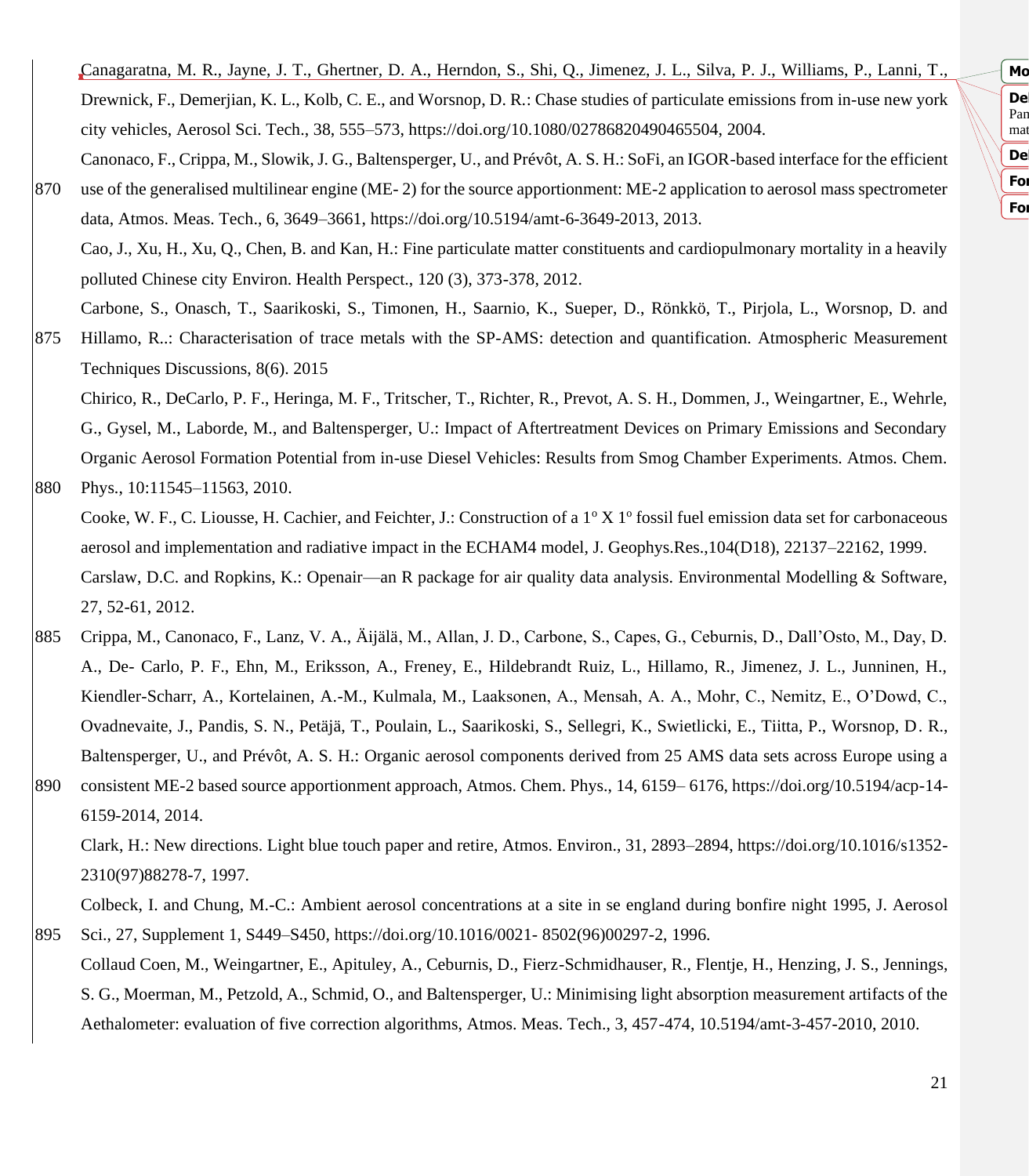Canagaratna, M. R., Jayne, J. T., Ghertner, D. A., Herndon, S., Shi, Q., Jimenez, J. L., Silva, P. J., Williams, P., Lanni, T., Drewnick, F., Demerjian, K. L., Kolb, C. E., and Worsnop, D. R.: Chase studies of particulate emissions from in-use new york city vehicles, Aerosol Sci. Tech., 38, 555–573, https://doi.org/10.1080/02786820490465504, 2004.

Canonaco, F., Crippa, M., Slowik, J. G., Baltensperger, U., and Prévôt, A. S. H.: SoFi, an IGOR-based interface for the efficient use of the generalised multilinear engine (ME- 2) for the source apportionment: ME-2 application to aerosol mass spectrometer data, Atmos. Meas. Tech., 6, 3649–3661, https://doi.org/10.5194/amt-6-3649-2013, 2013.

Cao, J., Xu, H., Xu, Q., Chen, B. and Kan, H.: Fine particulate matter constituents and cardiopulmonary mortality in a heavily polluted Chinese city Environ. Health Perspect., 120 (3), 373-378, 2012.

Carbone, S., Onasch, T., Saarikoski, S., Timonen, H., Saarnio, K., Sueper, D., Rönkkö, T., Pirjola, L., Worsnop, D. and Hillamo, R..: Characterisation of trace metals with the SP-AMS: detection and quantification. Atmospheric Measurement Techniques Discussions, 8(6). 2015

Chirico, R., DeCarlo, P. F., Heringa, M. F., Tritscher, T., Richter, R., Prevot, A. S. H., Dommen, J., Weingartner, E., Wehrle, G., Gysel, M., Laborde, M., and Baltensperger, U.: Impact of Aftertreatment Devices on Primary Emissions and Secondary Organic Aerosol Formation Potential from in-use Diesel Vehicles: Results from Smog Chamber Experiments. Atmos. Chem. Phys., 10:11545–11563, 2010.

Cooke, W. F., C. Liousse, H. Cachier, and Feichter, J.: Construction of a 1$^{o}$ X 1$^{o}$ fossil fuel emission data set for carbonaceous aerosol and implementation and radiative impact in the ECHAM4 model, J. Geophys.Res.,104(D18), 22137–22162, 1999.

Carslaw, D.C. and Ropkins, K.: Openair—an R package for air quality data analysis. Environmental Modelling & Software, 27, 52-61, 2012.

Crippa, M., Canonaco, F., Lanz, V. A., Äijälä, M., Allan, J. D., Carbone, S., Capes, G., Ceburnis, D., Dall'Osto, M., Day, D. A., De- Carlo, P. F., Ehn, M., Eriksson, A., Freney, E., Hildebrandt Ruiz, L., Hillamo, R., Jimenez, J. L., Junninen, H., Kiendler-Scharr, A., Kortelainen, A.-M., Kulmala, M., Laaksonen, A., Mensah, A. A., Mohr, C., Nemitz, E., O'Dowd, C., Ovadnevaite, J., Pandis, S. N., Petäjä, T., Poulain, L., Saarikoski, S., Sellegri, K., Swietlicki, E., Tiitta, P., Worsnop, D. R., Baltensperger, U., and Prévôt, A. S. H.: Organic aerosol components derived from 25 AMS data sets across Europe using a consistent ME-2 based source apportionment approach, Atmos. Chem. Phys., 14, 6159– 6176, https://doi.org/10.5194/acp-14-6159-2014, 2014.

Clark, H.: New directions. Light blue touch paper and retire, Atmos. Environ., 31, 2893–2894, https://doi.org/10.1016/s1352-2310(97)88278-7, 1997.

Colbeck, I. and Chung, M.-C.: Ambient aerosol concentrations at a site in se england during bonfire night 1995, J. Aerosol Sci., 27, Supplement 1, S449–S450, https://doi.org/10.1016/0021- 8502(96)00297-2, 1996.

Collaud Coen, M., Weingartner, E., Apituley, A., Ceburnis, D., Fierz-Schmidhauser, R., Flentje, H., Henzing, J. S., Jennings, S. G., Moerman, M., Petzold, A., Schmid, O., and Baltensperger, U.: Minimising light absorption measurement artifacts of the Aethalometer: evaluation of five correction algorithms, Atmos. Meas. Tech., 3, 457-474, 10.5194/amt-3-457-2010, 2010.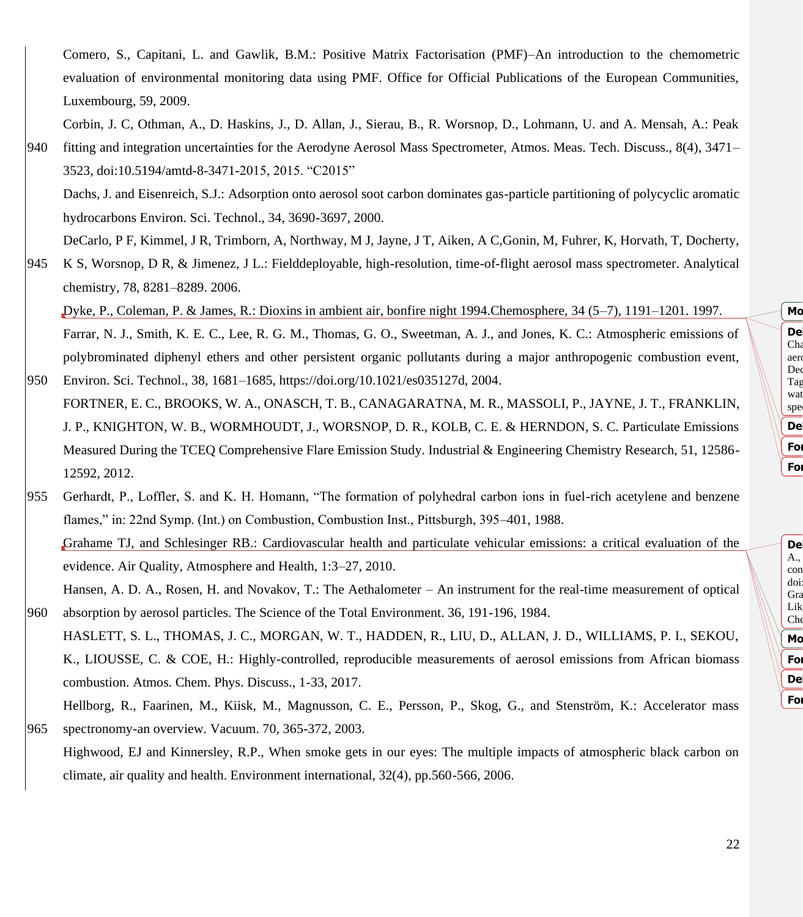Comero, S., Capitani, L. and Gawlik, B.M.: Positive Matrix Factorisation (PMF)–An introduction to the chemometric evaluation of environmental monitoring data using PMF. Office for Official Publications of the European Communities, Luxembourg, 59, 2009.

Corbin, J. C, Othman, A., D. Haskins, J., D. Allan, J., Sierau, B., R. Worsnop, D., Lohmann, U. and A. Mensah, A.: Peak fitting and integration uncertainties for the Aerodyne Aerosol Mass Spectrometer, Atmos. Meas. Tech. Discuss., 8(4), 3471–3523, doi:10.5194/amtd-8-3471-2015, 2015. "C2015"

Dachs, J. and Eisenreich, S.J.: Adsorption onto aerosol soot carbon dominates gas-particle partitioning of polycyclic aromatic hydrocarbons Environ. Sci. Technol., 34, 3690-3697, 2000.

DeCarlo, P F, Kimmel, J R, Trimborn, A, Northway, M J, Jayne, J T, Aiken, A C,Gonin, M, Fuhrer, K, Horvath, T, Docherty, K S, Worsnop, D R, & Jimenez, J L.: Fielddeployable, high-resolution, time-of-flight aerosol mass spectrometer. Analytical chemistry, 78, 8281–8289. 2006.

Dyke, P., Coleman, P. & James, R.: Dioxins in ambient air, bonfire night 1994.Chemosphere, 34 (5–7), 1191–1201. 1997.

Farrar, N. J., Smith, K. E. C., Lee, R. G. M., Thomas, G. O., Sweetman, A. J., and Jones, K. C.: Atmospheric emissions of polybrominated diphenyl ethers and other persistent organic pollutants during a major anthropogenic combustion event, Environ. Sci. Technol., 38, 1681–1685, https://doi.org/10.1021/es035127d, 2004.

FORTNER, E. C., BROOKS, W. A., ONASCH, T. B., CANAGARATNA, M. R., MASSOLI, P., JAYNE, J. T., FRANKLIN, J. P., KNIGHTON, W. B., WORMHOUDT, J., WORSNOP, D. R., KOLB, C. E. & HERNDON, S. C. Particulate Emissions Measured During the TCEQ Comprehensive Flare Emission Study. Industrial & Engineering Chemistry Research, 51, 12586-12592, 2012.

Gerhardt, P., Loffler, S. and K. H. Homann, "The formation of polyhedral carbon ions in fuel-rich acetylene and benzene flames," in: 22nd Symp. (Int.) on Combustion, Combustion Inst., Pittsburgh, 395–401, 1988.

Grahame TJ, and Schlesinger RB.: Cardiovascular health and particulate vehicular emissions: a critical evaluation of the evidence. Air Quality, Atmosphere and Health, 1:3–27, 2010.

Hansen, A. D. A., Rosen, H. and Novakov, T.: The Aethalometer – An instrument for the real-time measurement of optical absorption by aerosol particles. The Science of the Total Environment. 36, 191-196, 1984.

HASLETT, S. L., THOMAS, J. C., MORGAN, W. T., HADDEN, R., LIU, D., ALLAN, J. D., WILLIAMS, P. I., SEKOU, K., LIOUSSE, C. & COE, H.: Highly-controlled, reproducible measurements of aerosol emissions from African biomass combustion. Atmos. Chem. Phys. Discuss., 1-33, 2017.

Hellborg, R., Faarinen, M., Kiisk, M., Magnusson, C. E., Persson, P., Skog, G., and Stenström, K.: Accelerator mass spectronomy-an overview. Vacuum. 70, 365-372, 2003.

Highwood, EJ and Kinnersley, R.P., When smoke gets in our eyes: The multiple impacts of atmospheric black carbon on climate, air quality and health. Environment international, 32(4), pp.560-566, 2006.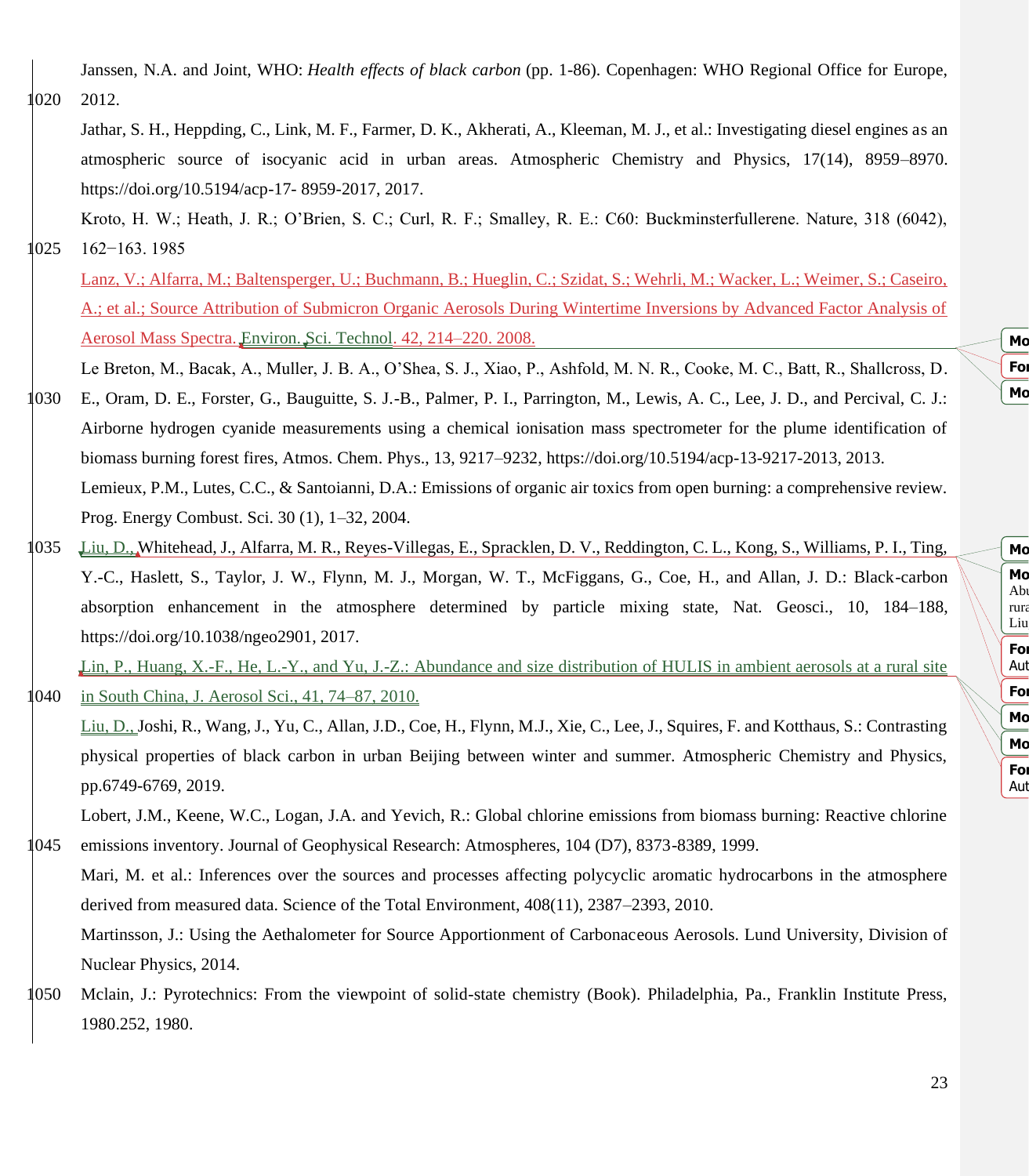Janssen, N.A. and Joint, WHO: *Health effects of black carbon* (pp. 1-86). Copenhagen: WHO Regional Office for Europe, 2012.

Jathar, S. H., Heppding, C., Link, M. F., Farmer, D. K., Akherati, A., Kleeman, M. J., et al.: Investigating diesel engines as an atmospheric source of isocyanic acid in urban areas. Atmospheric Chemistry and Physics, 17(14), 8959–8970. https://doi.org/10.5194/acp-17- 8959-2017, 2017.

Kroto, H. W.; Heath, J. R.; O'Brien, S. C.; Curl, R. F.; Smalley, R. E.: C60: Buckminsterfullerene. Nature, 318 (6042), 162−163. 1985

Lanz, V.; Alfarra, M.; Baltensperger, U.; Buchmann, B.; Hueglin, C.; Szidat, S.; Wehrli, M.; Wacker, L.; Weimer, S.; Caseiro, A.; et al.; Source Attribution of Submicron Organic Aerosols During Wintertime Inversions by Advanced Factor Analysis of Aerosol Mass Spectra. Environ. Sci. Technol. 42, 214–220. 2008.

Le Breton, M., Bacak, A., Muller, J. B. A., O'Shea, S. J., Xiao, P., Ashfold, M. N. R., Cooke, M. C., Batt, R., Shallcross, D. E., Oram, D. E., Forster, G., Bauguitte, S. J.-B., Palmer, P. I., Parrington, M., Lewis, A. C., Lee, J. D., and Percival, C. J.: Airborne hydrogen cyanide measurements using a chemical ionisation mass spectrometer for the plume identification of biomass burning forest fires, Atmos. Chem. Phys., 13, 9217–9232, https://doi.org/10.5194/acp-13-9217-2013, 2013.

Lemieux, P.M., Lutes, C.C., & Santoianni, D.A.: Emissions of organic air toxics from open burning: a comprehensive review. Prog. Energy Combust. Sci. 30 (1), 1–32, 2004.

Liu, D., Whitehead, J., Alfarra, M. R., Reyes-Villegas, E., Spracklen, D. V., Reddington, C. L., Kong, S., Williams, P. I., Ting, Y.-C., Haslett, S., Taylor, J. W., Flynn, M. J., Morgan, W. T., McFiggans, G., Coe, H., and Allan, J. D.: Black-carbon absorption enhancement in the atmosphere determined by particle mixing state, Nat. Geosci., 10, 184–188, https://doi.org/10.1038/ngeo2901, 2017.

Lin, P., Huang, X.-F., He, L.-Y., and Yu, J.-Z.: Abundance and size distribution of HULIS in ambient aerosols at a rural site in South China, J. Aerosol Sci., 41, 74–87, 2010.

Liu, D., Joshi, R., Wang, J., Yu, C., Allan, J.D., Coe, H., Flynn, M.J., Xie, C., Lee, J., Squires, F. and Kotthaus, S.: Contrasting physical properties of black carbon in urban Beijing between winter and summer. Atmospheric Chemistry and Physics, pp.6749-6769, 2019.

Lobert, J.M., Keene, W.C., Logan, J.A. and Yevich, R.: Global chlorine emissions from biomass burning: Reactive chlorine emissions inventory. Journal of Geophysical Research: Atmospheres, 104 (D7), 8373-8389, 1999.

Mari, M. et al.: Inferences over the sources and processes affecting polycyclic aromatic hydrocarbons in the atmosphere derived from measured data. Science of the Total Environment, 408(11), 2387–2393, 2010.

Martinsson, J.: Using the Aethalometer for Source Apportionment of Carbonaceous Aerosols. Lund University, Division of Nuclear Physics, 2014.

Mclain, J.: Pyrotechnics: From the viewpoint of solid-state chemistry (Book). Philadelphia, Pa., Franklin Institute Press, 1980.252, 1980.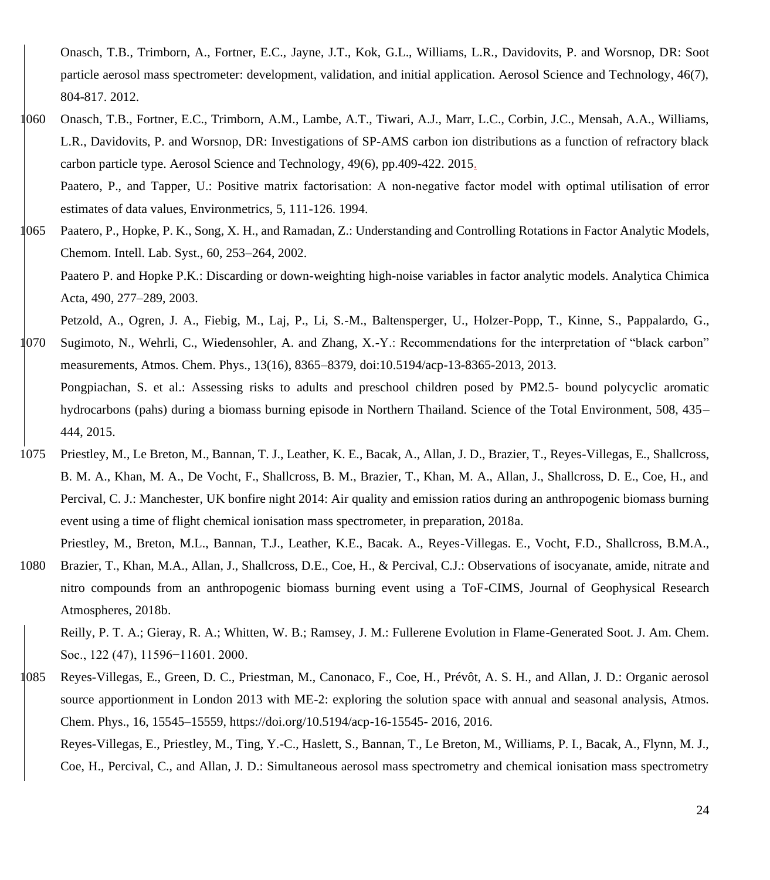Onasch, T.B., Trimborn, A., Fortner, E.C., Jayne, J.T., Kok, G.L., Williams, L.R., Davidovits, P. and Worsnop, DR: Soot particle aerosol mass spectrometer: development, validation, and initial application. Aerosol Science and Technology, 46(7), 804-817. 2012.

Onasch, T.B., Fortner, E.C., Trimborn, A.M., Lambe, A.T., Tiwari, A.J., Marr, L.C., Corbin, J.C., Mensah, A.A., Williams, L.R., Davidovits, P. and Worsnop, DR: Investigations of SP-AMS carbon ion distributions as a function of refractory black carbon particle type. Aerosol Science and Technology, 49(6), pp.409-422. 2015.

Paatero, P., and Tapper, U.: Positive matrix factorisation: A non-negative factor model with optimal utilisation of error estimates of data values, Environmetrics, 5, 111-126. 1994.

Paatero, P., Hopke, P. K., Song, X. H., and Ramadan, Z.: Understanding and Controlling Rotations in Factor Analytic Models, Chemom. Intell. Lab. Syst., 60, 253–264, 2002.

Paatero P. and Hopke P.K.: Discarding or down-weighting high-noise variables in factor analytic models. Analytica Chimica Acta, 490, 277–289, 2003.

Petzold, A., Ogren, J. A., Fiebig, M., Laj, P., Li, S.-M., Baltensperger, U., Holzer-Popp, T., Kinne, S., Pappalardo, G., Sugimoto, N., Wehrli, C., Wiedensohler, A. and Zhang, X.-Y.: Recommendations for the interpretation of "black carbon" measurements, Atmos. Chem. Phys., 13(16), 8365–8379, doi:10.5194/acp-13-8365-2013, 2013.

Pongpiachan, S. et al.: Assessing risks to adults and preschool children posed by PM2.5- bound polycyclic aromatic hydrocarbons (pahs) during a biomass burning episode in Northern Thailand. Science of the Total Environment, 508, 435–444, 2015.

Priestley, M., Le Breton, M., Bannan, T. J., Leather, K. E., Bacak, A., Allan, J. D., Brazier, T., Reyes-Villegas, E., Shallcross, B. M. A., Khan, M. A., De Vocht, F., Shallcross, B. M., Brazier, T., Khan, M. A., Allan, J., Shallcross, D. E., Coe, H., and Percival, C. J.: Manchester, UK bonfire night 2014: Air quality and emission ratios during an anthropogenic biomass burning event using a time of flight chemical ionisation mass spectrometer, in preparation, 2018a.

Priestley, M., Breton, M.L., Bannan, T.J., Leather, K.E., Bacak. A., Reyes-Villegas. E., Vocht, F.D., Shallcross, B.M.A., Brazier, T., Khan, M.A., Allan, J., Shallcross, D.E., Coe, H., & Percival, C.J.: Observations of isocyanate, amide, nitrate and nitro compounds from an anthropogenic biomass burning event using a ToF-CIMS, Journal of Geophysical Research Atmospheres, 2018b.

Reilly, P. T. A.; Gieray, R. A.; Whitten, W. B.; Ramsey, J. M.: Fullerene Evolution in Flame-Generated Soot. J. Am. Chem. Soc., 122 (47), 11596−11601. 2000.

Reyes-Villegas, E., Green, D. C., Priestman, M., Canonaco, F., Coe, H., Prévôt, A. S. H., and Allan, J. D.: Organic aerosol source apportionment in London 2013 with ME-2: exploring the solution space with annual and seasonal analysis, Atmos. Chem. Phys., 16, 15545–15559, https://doi.org/10.5194/acp-16-15545- 2016, 2016.

Reyes-Villegas, E., Priestley, M., Ting, Y.-C., Haslett, S., Bannan, T., Le Breton, M., Williams, P. I., Bacak, A., Flynn, M. J., Coe, H., Percival, C., and Allan, J. D.: Simultaneous aerosol mass spectrometry and chemical ionisation mass spectrometry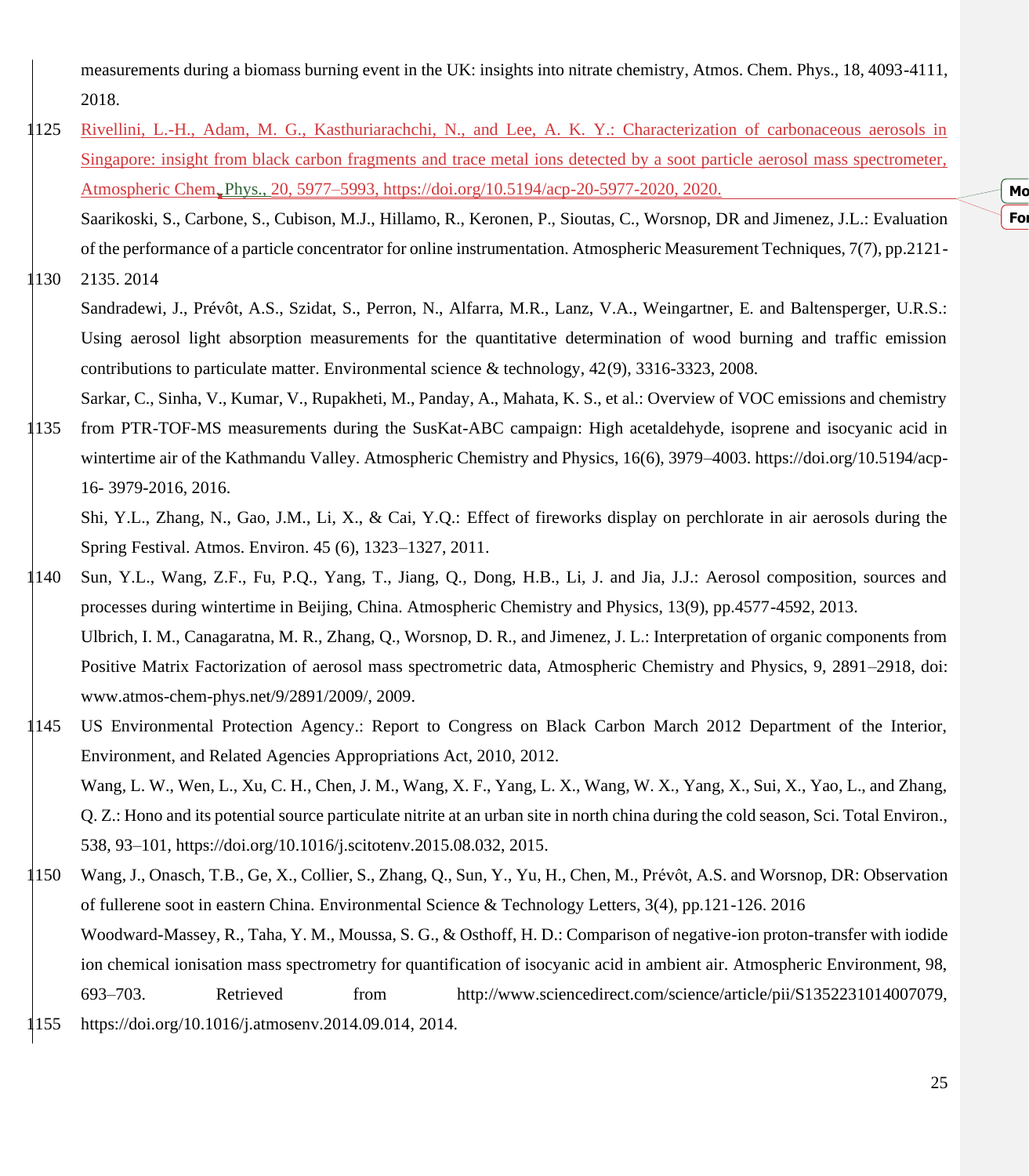measurements during a biomass burning event in the UK: insights into nitrate chemistry, Atmos. Chem. Phys., 18, 4093-4111, 2018.

Rivellini, L.-H., Adam, M. G., Kasthuriarachchi, N., and Lee, A. K. Y.: Characterization of carbonaceous aerosols in Singapore: insight from black carbon fragments and trace metal ions detected by a soot particle aerosol mass spectrometer, Atmospheric Chem. Phys., 20, 5977–5993, https://doi.org/10.5194/acp-20-5977-2020, 2020.

Saarikoski, S., Carbone, S., Cubison, M.J., Hillamo, R., Keronen, P., Sioutas, C., Worsnop, DR and Jimenez, J.L.: Evaluation of the performance of a particle concentrator for online instrumentation. Atmospheric Measurement Techniques, 7(7), pp.2121-2135. 2014

Sandradewi, J., Prévôt, A.S., Szidat, S., Perron, N., Alfarra, M.R., Lanz, V.A., Weingartner, E. and Baltensperger, U.R.S.: Using aerosol light absorption measurements for the quantitative determination of wood burning and traffic emission contributions to particulate matter. Environmental science & technology, 42(9), 3316-3323, 2008.

Sarkar, C., Sinha, V., Kumar, V., Rupakheti, M., Panday, A., Mahata, K. S., et al.: Overview of VOC emissions and chemistry from PTR-TOF-MS measurements during the SusKat-ABC campaign: High acetaldehyde, isoprene and isocyanic acid in wintertime air of the Kathmandu Valley. Atmospheric Chemistry and Physics, 16(6), 3979–4003. https://doi.org/10.5194/acp-16- 3979-2016, 2016.

Shi, Y.L., Zhang, N., Gao, J.M., Li, X., & Cai, Y.Q.: Effect of fireworks display on perchlorate in air aerosols during the Spring Festival. Atmos. Environ. 45 (6), 1323–1327, 2011.

Sun, Y.L., Wang, Z.F., Fu, P.Q., Yang, T., Jiang, Q., Dong, H.B., Li, J. and Jia, J.J.: Aerosol composition, sources and processes during wintertime in Beijing, China. Atmospheric Chemistry and Physics, 13(9), pp.4577-4592, 2013.

Ulbrich, I. M., Canagaratna, M. R., Zhang, Q., Worsnop, D. R., and Jimenez, J. L.: Interpretation of organic components from Positive Matrix Factorization of aerosol mass spectrometric data, Atmospheric Chemistry and Physics, 9, 2891–2918, doi: www.atmos-chem-phys.net/9/2891/2009/, 2009.

US Environmental Protection Agency.: Report to Congress on Black Carbon March 2012 Department of the Interior, Environment, and Related Agencies Appropriations Act, 2010, 2012.

Wang, L. W., Wen, L., Xu, C. H., Chen, J. M., Wang, X. F., Yang, L. X., Wang, W. X., Yang, X., Sui, X., Yao, L., and Zhang, Q. Z.: Hono and its potential source particulate nitrite at an urban site in north china during the cold season, Sci. Total Environ., 538, 93–101, https://doi.org/10.1016/j.scitotenv.2015.08.032, 2015.

Wang, J., Onasch, T.B., Ge, X., Collier, S., Zhang, Q., Sun, Y., Yu, H., Chen, M., Prévôt, A.S. and Worsnop, DR: Observation of fullerene soot in eastern China. Environmental Science & Technology Letters, 3(4), pp.121-126. 2016

Woodward-Massey, R., Taha, Y. M., Moussa, S. G., & Osthoff, H. D.: Comparison of negative-ion proton-transfer with iodide ion chemical ionisation mass spectrometry for quantification of isocyanic acid in ambient air. Atmospheric Environment, 98, 693–703. Retrieved from http://www.sciencedirect.com/science/article/pii/S1352231014007079, https://doi.org/10.1016/j.atmosenv.2014.09.014, 2014.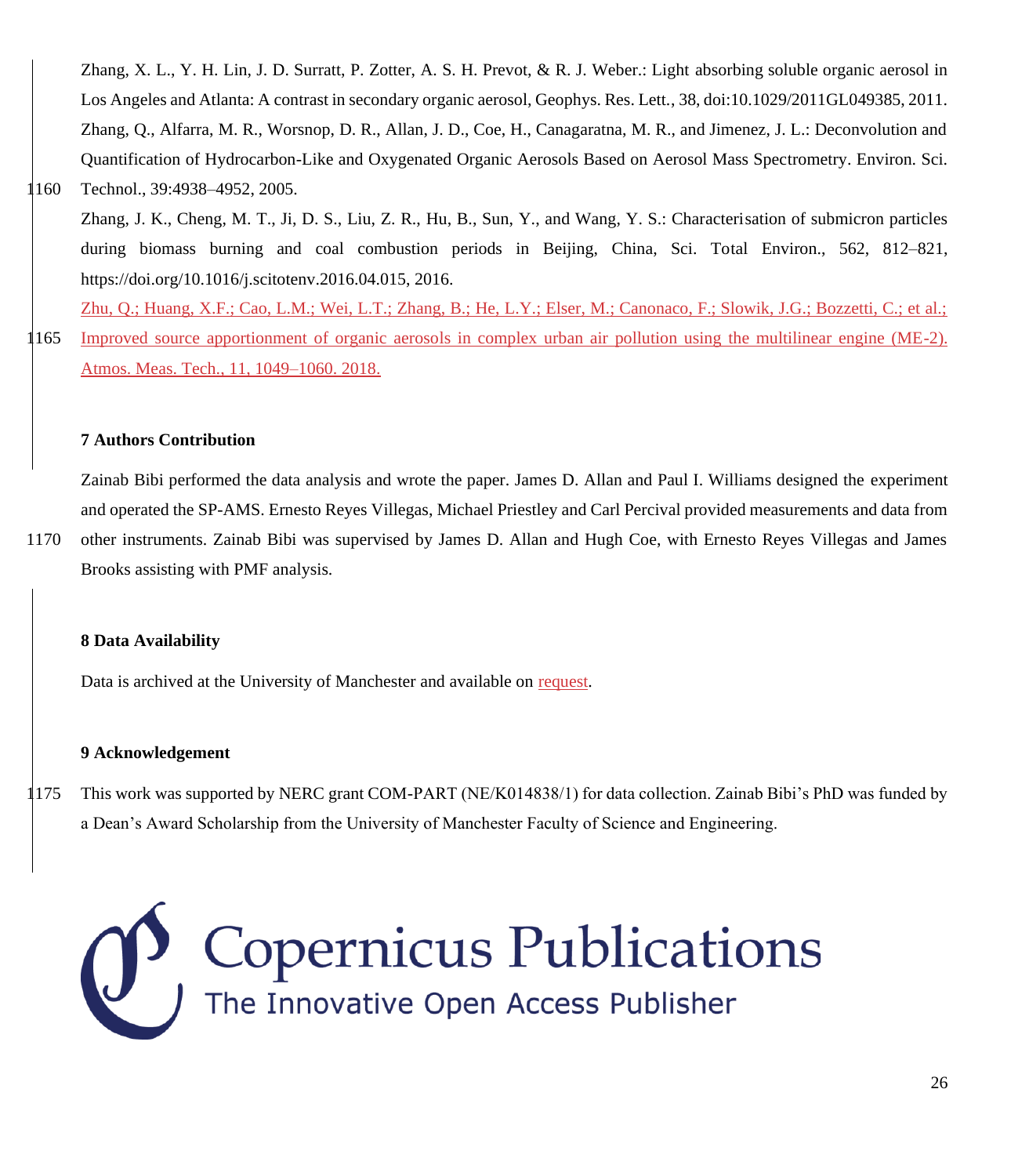Zhang, X. L., Y. H. Lin, J. D. Surratt, P. Zotter, A. S. H. Prevot, & R. J. Weber.: Light absorbing soluble organic aerosol in Los Angeles and Atlanta: A contrast in secondary organic aerosol, Geophys. Res. Lett., 38, doi:10.1029/2011GL049385, 2011.

Zhang, Q., Alfarra, M. R., Worsnop, D. R., Allan, J. D., Coe, H., Canagaratna, M. R., and Jimenez, J. L.: Deconvolution and Quantification of Hydrocarbon-Like and Oxygenated Organic Aerosols Based on Aerosol Mass Spectrometry. Environ. Sci. Technol., 39:4938–4952, 2005.

Zhang, J. K., Cheng, M. T., Ji, D. S., Liu, Z. R., Hu, B., Sun, Y., and Wang, Y. S.: Characterisation of submicron particles during biomass burning and coal combustion periods in Beijing, China, Sci. Total Environ., 562, 812–821, https://doi.org/10.1016/j.scitotenv.2016.04.015, 2016.

Zhu, Q.; Huang, X.F.; Cao, L.M.; Wei, L.T.; Zhang, B.; He, L.Y.; Elser, M.; Canonaco, F.; Slowik, J.G.; Bozzetti, C.; et al.; Improved source apportionment of organic aerosols in complex urban air pollution using the multilinear engine (ME-2). Atmos. Meas. Tech., 11, 1049–1060. 2018.

## 7 Authors Contribution

Zainab Bibi performed the data analysis and wrote the paper. James D. Allan and Paul I. Williams designed the experiment and operated the SP-AMS. Ernesto Reyes Villegas, Michael Priestley and Carl Percival provided measurements and data from other instruments. Zainab Bibi was supervised by James D. Allan and Hugh Coe, with Ernesto Reyes Villegas and James Brooks assisting with PMF analysis.

## 8 Data Availability

Data is archived at the University of Manchester and available on request.

## 9 Acknowledgement

This work was supported by NERC grant COM-PART (NE/K014838/1) for data collection. Zainab Bibi's PhD was funded by a Dean's Award Scholarship from the University of Manchester Faculty of Science and Engineering.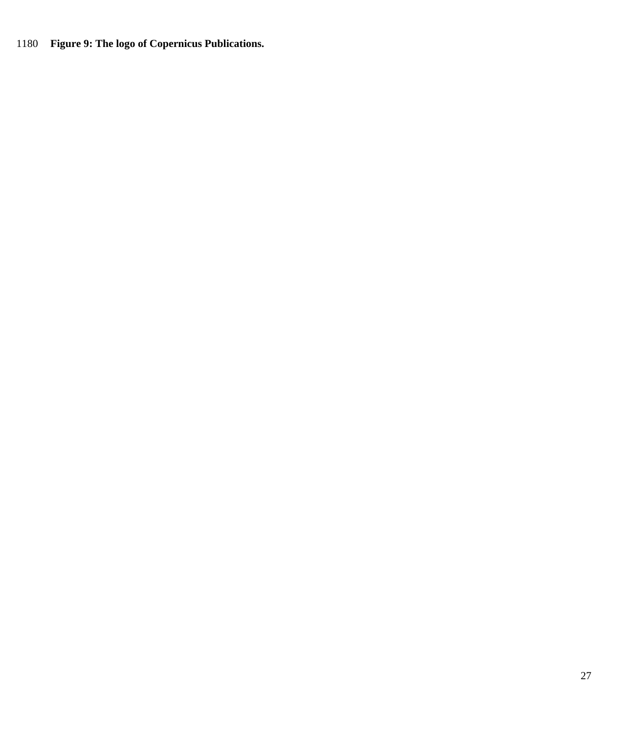**Figure 9: The logo of Copernicus Publications.**